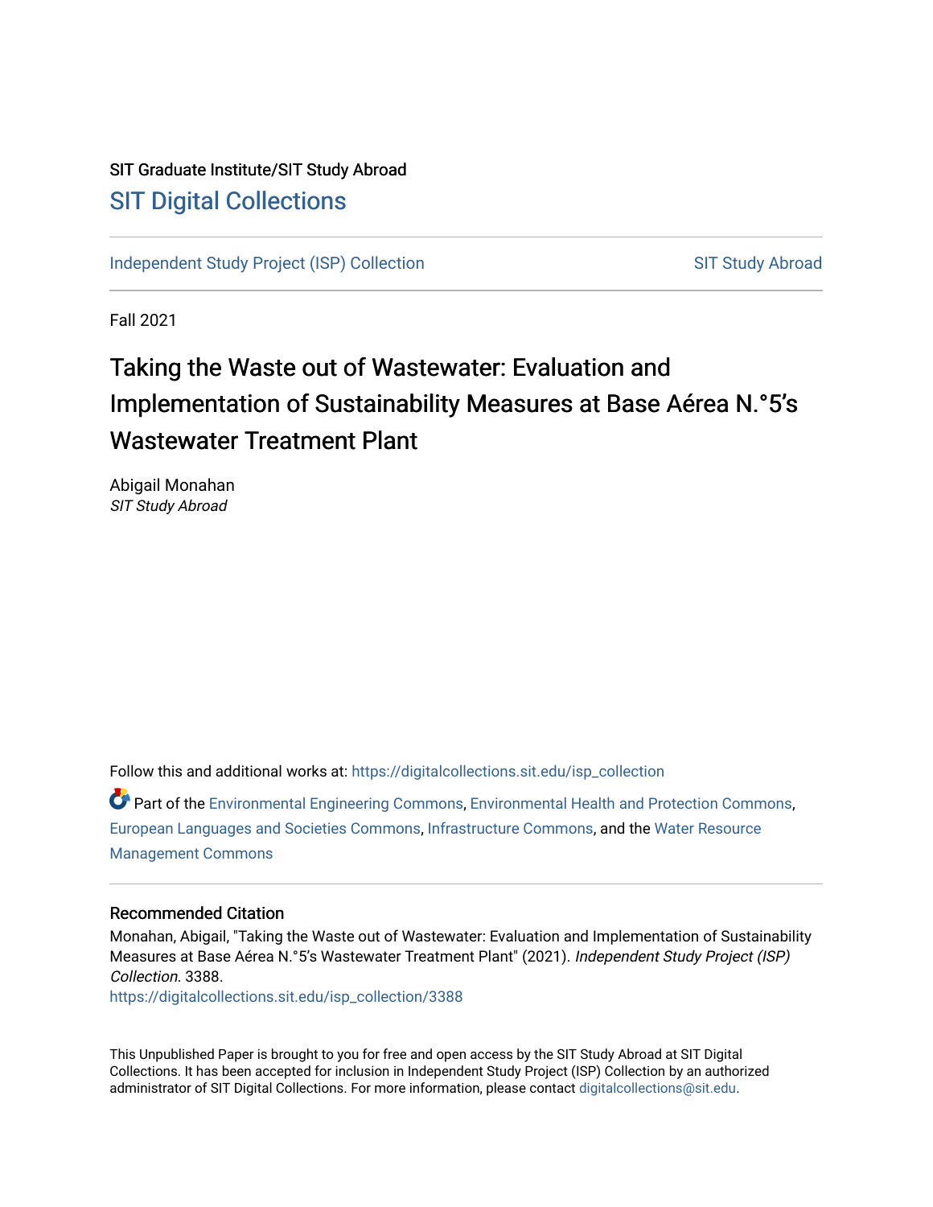SIT Graduate Institute/SIT Study Abroad

# SIT Digital Collections

Independent Study Project (ISP) Collection | SIT Study Abroad

Fall 2021

## Taking the Waste out of Wastewater: Evaluation and Implementation of Sustainability Measures at Base Aérea N.°5's Wastewater Treatment Plant

Abigail Monahan
*SIT Study Abroad*

Follow this and additional works at: https://digitalcollections.sit.edu/isp_collection

Part of the Environmental Engineering Commons, Environmental Health and Protection Commons, European Languages and Societies Commons, Infrastructure Commons, and the Water Resource Management Commons

### Recommended Citation

Monahan, Abigail, "Taking the Waste out of Wastewater: Evaluation and Implementation of Sustainability Measures at Base Aérea N.°5's Wastewater Treatment Plant" (2021). *Independent Study Project (ISP) Collection*. 3388.
https://digitalcollections.sit.edu/isp_collection/3388

This Unpublished Paper is brought to you for free and open access by the SIT Study Abroad at SIT Digital Collections. It has been accepted for inclusion in Independent Study Project (ISP) Collection by an authorized administrator of SIT Digital Collections. For more information, please contact digitalcollections@sit.edu.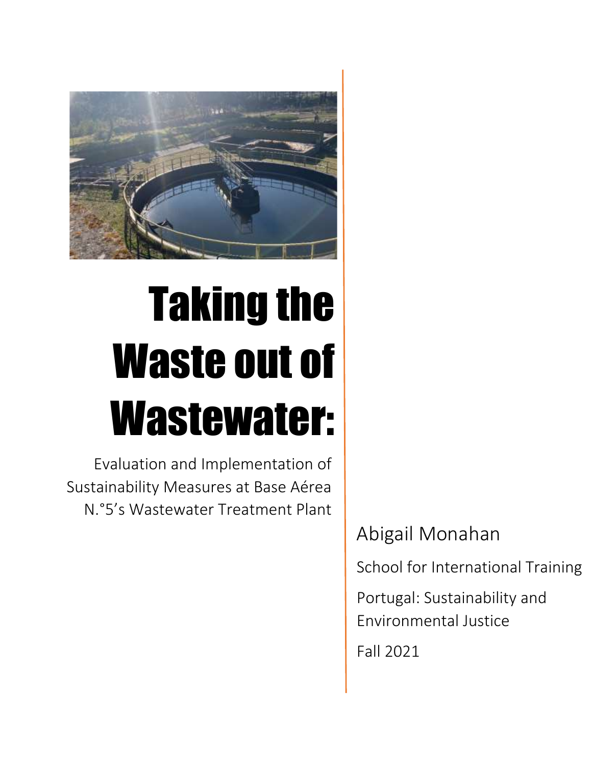# Taking the Waste out of Wastewater:

Evaluation and Implementation of Sustainability Measures at Base Aérea N.°5's Wastewater Treatment Plant

Abigail Monahan

School for International Training

Portugal: Sustainability and Environmental Justice

Fall 2021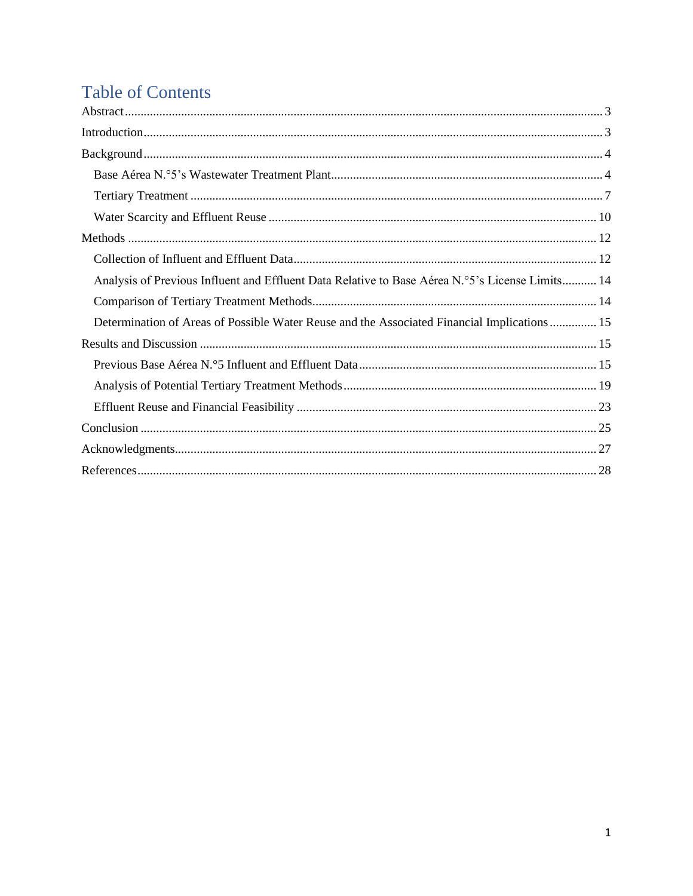# Table of Contents

Abstract ........................................................................................................................................ 3

Introduction ................................................................................................................................. 3

Background .................................................................................................................................. 4

- Base Aérea N.°5's Wastewater Treatment Plant ........................................................................ 4
- Tertiary Treatment ..................................................................................................................... 7
- Water Scarcity and Effluent Reuse .......................................................................................... 10

Methods ...................................................................................................................................... 12

- Collection of Influent and Effluent Data ................................................................................. 12
- Analysis of Previous Influent and Effluent Data Relative to Base Aérea N.°5's License Limits ........... 14
- Comparison of Tertiary Treatment Methods ............................................................................ 14
- Determination of Areas of Possible Water Reuse and the Associated Financial Implications ............... 15

Results and Discussion ............................................................................................................... 15

- Previous Base Aérea N.°5 Influent and Effluent Data ............................................................. 15
- Analysis of Potential Tertiary Treatment Methods .................................................................. 19
- Effluent Reuse and Financial Feasibility ................................................................................. 23

Conclusion .................................................................................................................................. 25

Acknowledgments ....................................................................................................................... 27

References ................................................................................................................................... 28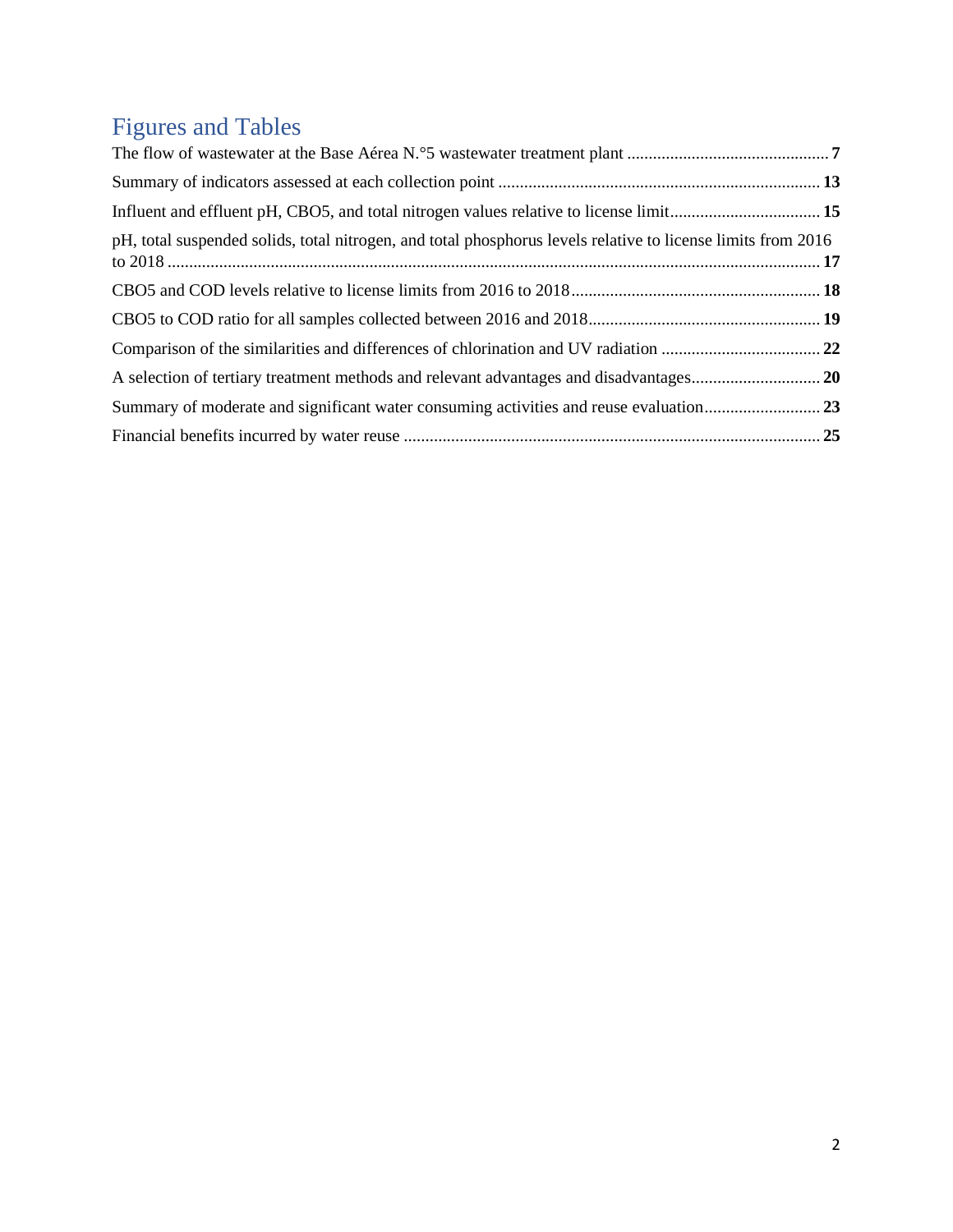## Figures and Tables

The flow of wastewater at the Base Aérea N.°5 wastewater treatment plant ............................................... **7**

Summary of indicators assessed at each collection point ........................................................................... **13**

Influent and effluent pH, CBO5, and total nitrogen values relative to license limit................................... **15**

pH, total suspended solids, total nitrogen, and total phosphorus levels relative to license limits from 2016 to 2018 ....................................................................................................................................................... **17**

CBO5 and COD levels relative to license limits from 2016 to 2018.......................................................... **18**

CBO5 to COD ratio for all samples collected between 2016 and 2018...................................................... **19**

Comparison of the similarities and differences of chlorination and UV radiation ..................................... **22**

A selection of tertiary treatment methods and relevant advantages and disadvantages.............................. **20**

Summary of moderate and significant water consuming activities and reuse evaluation........................... **23**

Financial benefits incurred by water reuse ................................................................................................. **25**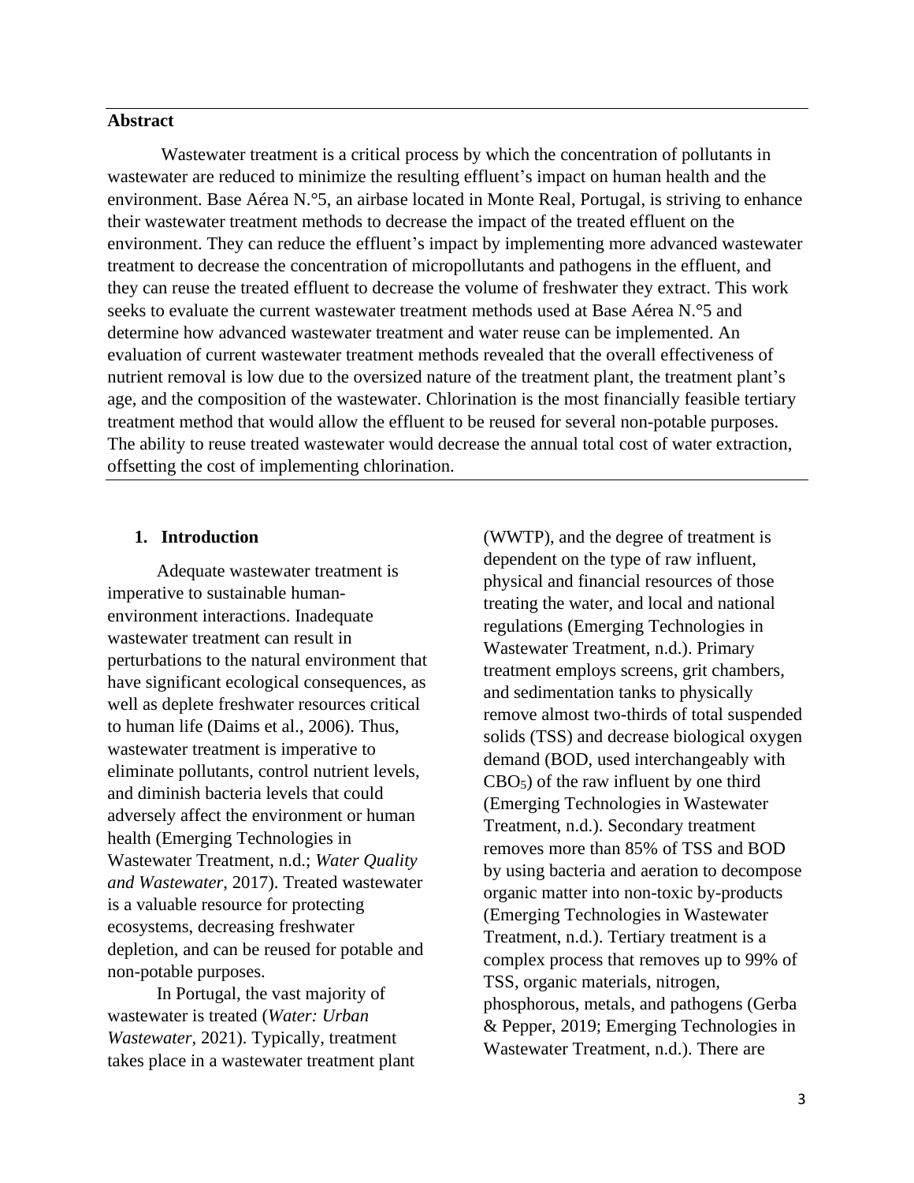## Abstract

Wastewater treatment is a critical process by which the concentration of pollutants in wastewater are reduced to minimize the resulting effluent's impact on human health and the environment. Base Aérea N.°5, an airbase located in Monte Real, Portugal, is striving to enhance their wastewater treatment methods to decrease the impact of the treated effluent on the environment. They can reduce the effluent's impact by implementing more advanced wastewater treatment to decrease the concentration of micropollutants and pathogens in the effluent, and they can reuse the treated effluent to decrease the volume of freshwater they extract. This work seeks to evaluate the current wastewater treatment methods used at Base Aérea N.°5 and determine how advanced wastewater treatment and water reuse can be implemented. An evaluation of current wastewater treatment methods revealed that the overall effectiveness of nutrient removal is low due to the oversized nature of the treatment plant, the treatment plant's age, and the composition of the wastewater. Chlorination is the most financially feasible tertiary treatment method that would allow the effluent to be reused for several non-potable purposes. The ability to reuse treated wastewater would decrease the annual total cost of water extraction, offsetting the cost of implementing chlorination.

## 1. Introduction

Adequate wastewater treatment is imperative to sustainable human-environment interactions. Inadequate wastewater treatment can result in perturbations to the natural environment that have significant ecological consequences, as well as deplete freshwater resources critical to human life (Daims et al., 2006). Thus, wastewater treatment is imperative to eliminate pollutants, control nutrient levels, and diminish bacteria levels that could adversely affect the environment or human health (Emerging Technologies in Wastewater Treatment, n.d.; *Water Quality and Wastewater*, 2017). Treated wastewater is a valuable resource for protecting ecosystems, decreasing freshwater depletion, and can be reused for potable and non-potable purposes.

In Portugal, the vast majority of wastewater is treated (*Water: Urban Wastewater*, 2021). Typically, treatment takes place in a wastewater treatment plant (WWTP), and the degree of treatment is dependent on the type of raw influent, physical and financial resources of those treating the water, and local and national regulations (Emerging Technologies in Wastewater Treatment, n.d.). Primary treatment employs screens, grit chambers, and sedimentation tanks to physically remove almost two-thirds of total suspended solids (TSS) and decrease biological oxygen demand (BOD, used interchangeably with $CBO_5$) of the raw influent by one third (Emerging Technologies in Wastewater Treatment, n.d.). Secondary treatment removes more than 85% of TSS and BOD by using bacteria and aeration to decompose organic matter into non-toxic by-products (Emerging Technologies in Wastewater Treatment, n.d.). Tertiary treatment is a complex process that removes up to 99% of TSS, organic materials, nitrogen, phosphorous, metals, and pathogens (Gerba & Pepper, 2019; Emerging Technologies in Wastewater Treatment, n.d.). There are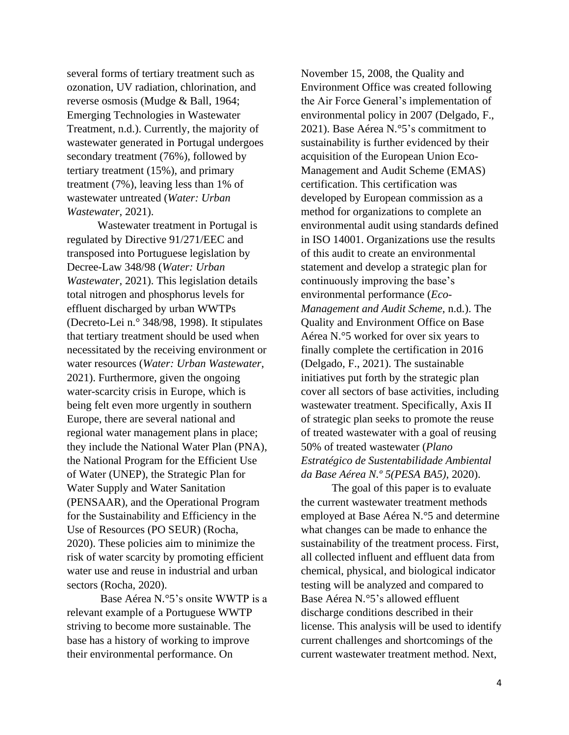several forms of tertiary treatment such as ozonation, UV radiation, chlorination, and reverse osmosis (Mudge & Ball, 1964; Emerging Technologies in Wastewater Treatment, n.d.). Currently, the majority of wastewater generated in Portugal undergoes secondary treatment (76%), followed by tertiary treatment (15%), and primary treatment (7%), leaving less than 1% of wastewater untreated (*Water: Urban Wastewater*, 2021).

Wastewater treatment in Portugal is regulated by Directive 91/271/EEC and transposed into Portuguese legislation by Decree-Law 348/98 (*Water: Urban Wastewater*, 2021). This legislation details total nitrogen and phosphorus levels for effluent discharged by urban WWTPs (Decreto-Lei n.° 348/98, 1998). It stipulates that tertiary treatment should be used when necessitated by the receiving environment or water resources (*Water: Urban Wastewater*, 2021). Furthermore, given the ongoing water-scarcity crisis in Europe, which is being felt even more urgently in southern Europe, there are several national and regional water management plans in place; they include the National Water Plan (PNA), the National Program for the Efficient Use of Water (UNEP), the Strategic Plan for Water Supply and Water Sanitation (PENSAAR), and the Operational Program for the Sustainability and Efficiency in the Use of Resources (PO SEUR) (Rocha, 2020). These policies aim to minimize the risk of water scarcity by promoting efficient water use and reuse in industrial and urban sectors (Rocha, 2020).

Base Aérea N.°5's onsite WWTP is a relevant example of a Portuguese WWTP striving to become more sustainable. The base has a history of working to improve their environmental performance. On November 15, 2008, the Quality and Environment Office was created following the Air Force General's implementation of environmental policy in 2007 (Delgado, F., 2021). Base Aérea N.°5's commitment to sustainability is further evidenced by their acquisition of the European Union Eco-Management and Audit Scheme (EMAS) certification. This certification was developed by European commission as a method for organizations to complete an environmental audit using standards defined in ISO 14001. Organizations use the results of this audit to create an environmental statement and develop a strategic plan for continuously improving the base's environmental performance (*Eco-Management and Audit Scheme*, n.d.). The Quality and Environment Office on Base Aérea N.°5 worked for over six years to finally complete the certification in 2016 (Delgado, F., 2021). The sustainable initiatives put forth by the strategic plan cover all sectors of base activities, including wastewater treatment. Specifically, Axis II of strategic plan seeks to promote the reuse of treated wastewater with a goal of reusing 50% of treated wastewater (*Plano Estratégico de Sustentabilidade Ambiental da Base Aérea N.º 5(PESA BA5)*, 2020).

The goal of this paper is to evaluate the current wastewater treatment methods employed at Base Aérea N.°5 and determine what changes can be made to enhance the sustainability of the treatment process. First, all collected influent and effluent data from chemical, physical, and biological indicator testing will be analyzed and compared to Base Aérea N.°5's allowed effluent discharge conditions described in their license. This analysis will be used to identify current challenges and shortcomings of the current wastewater treatment method. Next,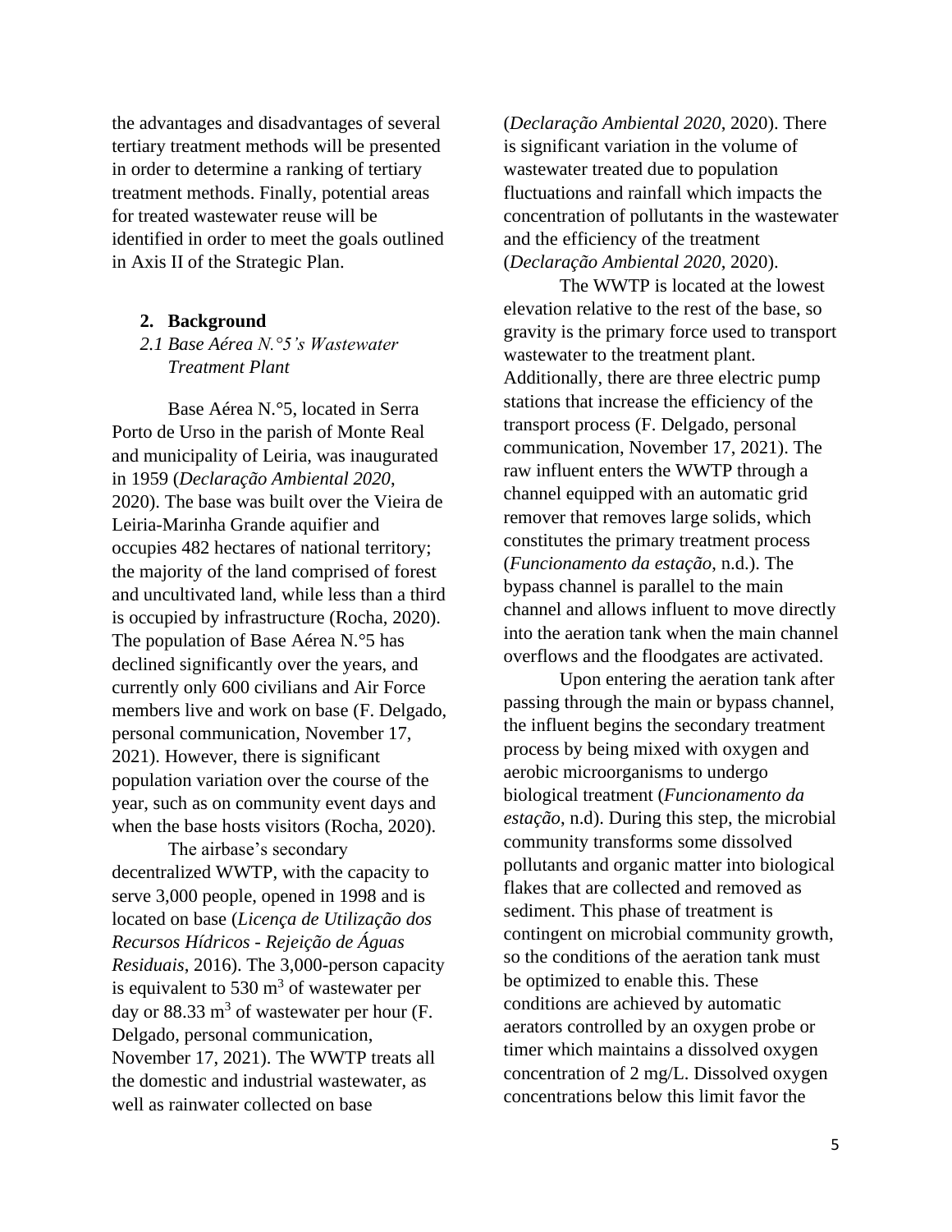the advantages and disadvantages of several tertiary treatment methods will be presented in order to determine a ranking of tertiary treatment methods. Finally, potential areas for treated wastewater reuse will be identified in order to meet the goals outlined in Axis II of the Strategic Plan.

## 2. Background

### *2.1 Base Aérea N.°5's Wastewater Treatment Plant*

Base Aérea N.°5, located in Serra Porto de Urso in the parish of Monte Real and municipality of Leiria, was inaugurated in 1959 (*Declaração Ambiental 2020*, 2020). The base was built over the Vieira de Leiria-Marinha Grande aquifier and occupies 482 hectares of national territory; the majority of the land comprised of forest and uncultivated land, while less than a third is occupied by infrastructure (Rocha, 2020). The population of Base Aérea N.°5 has declined significantly over the years, and currently only 600 civilians and Air Force members live and work on base (F. Delgado, personal communication, November 17, 2021). However, there is significant population variation over the course of the year, such as on community event days and when the base hosts visitors (Rocha, 2020).

The airbase's secondary decentralized WWTP, with the capacity to serve 3,000 people, opened in 1998 and is located on base (*Licença de Utilização dos Recursos Hídricos - Rejeição de Águas Residuais*, 2016). The 3,000-person capacity is equivalent to 530 $m^3$ of wastewater per day or 88.33 $m^3$ of wastewater per hour (F. Delgado, personal communication, November 17, 2021). The WWTP treats all the domestic and industrial wastewater, as well as rainwater collected on base (*Declaração Ambiental 2020*, 2020). There is significant variation in the volume of wastewater treated due to population fluctuations and rainfall which impacts the concentration of pollutants in the wastewater and the efficiency of the treatment (*Declaração Ambiental 2020*, 2020).

The WWTP is located at the lowest elevation relative to the rest of the base, so gravity is the primary force used to transport wastewater to the treatment plant. Additionally, there are three electric pump stations that increase the efficiency of the transport process (F. Delgado, personal communication, November 17, 2021). The raw influent enters the WWTP through a channel equipped with an automatic grid remover that removes large solids, which constitutes the primary treatment process (*Funcionamento da estação*, n.d.). The bypass channel is parallel to the main channel and allows influent to move directly into the aeration tank when the main channel overflows and the floodgates are activated.

Upon entering the aeration tank after passing through the main or bypass channel, the influent begins the secondary treatment process by being mixed with oxygen and aerobic microorganisms to undergo biological treatment (*Funcionamento da estação*, n.d). During this step, the microbial community transforms some dissolved pollutants and organic matter into biological flakes that are collected and removed as sediment. This phase of treatment is contingent on microbial community growth, so the conditions of the aeration tank must be optimized to enable this. These conditions are achieved by automatic aerators controlled by an oxygen probe or timer which maintains a dissolved oxygen concentration of 2 mg/L. Dissolved oxygen concentrations below this limit favor the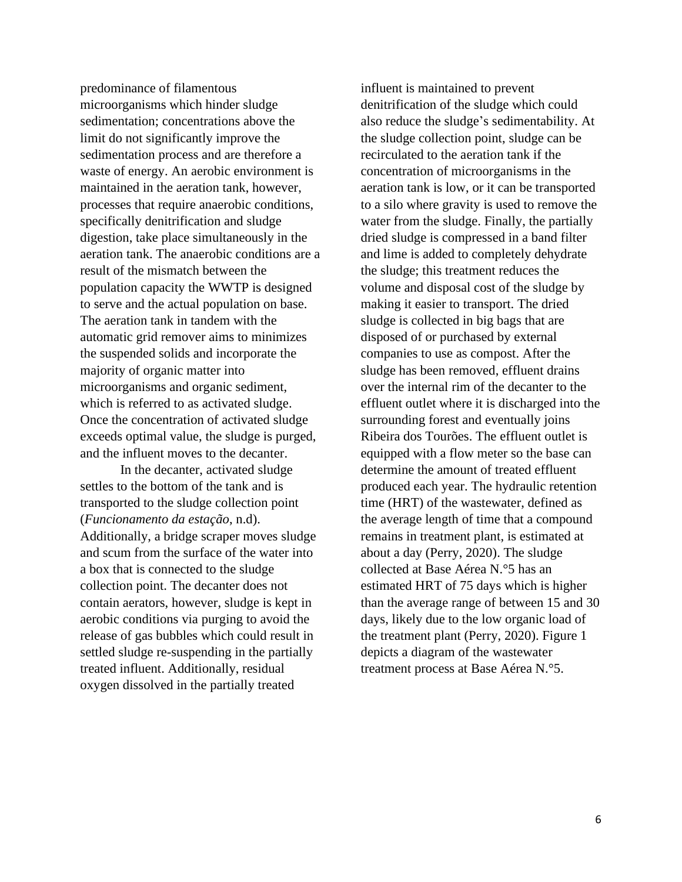predominance of filamentous microorganisms which hinder sludge sedimentation; concentrations above the limit do not significantly improve the sedimentation process and are therefore a waste of energy. An aerobic environment is maintained in the aeration tank, however, processes that require anaerobic conditions, specifically denitrification and sludge digestion, take place simultaneously in the aeration tank. The anaerobic conditions are a result of the mismatch between the population capacity the WWTP is designed to serve and the actual population on base. The aeration tank in tandem with the automatic grid remover aims to minimizes the suspended solids and incorporate the majority of organic matter into microorganisms and organic sediment, which is referred to as activated sludge. Once the concentration of activated sludge exceeds optimal value, the sludge is purged, and the influent moves to the decanter.

In the decanter, activated sludge settles to the bottom of the tank and is transported to the sludge collection point (*Funcionamento da estação*, n.d). Additionally, a bridge scraper moves sludge and scum from the surface of the water into a box that is connected to the sludge collection point. The decanter does not contain aerators, however, sludge is kept in aerobic conditions via purging to avoid the release of gas bubbles which could result in settled sludge re-suspending in the partially treated influent. Additionally, residual oxygen dissolved in the partially treated influent is maintained to prevent denitrification of the sludge which could also reduce the sludge's sedimentability. At the sludge collection point, sludge can be recirculated to the aeration tank if the concentration of microorganisms in the aeration tank is low, or it can be transported to a silo where gravity is used to remove the water from the sludge. Finally, the partially dried sludge is compressed in a band filter and lime is added to completely dehydrate the sludge; this treatment reduces the volume and disposal cost of the sludge by making it easier to transport. The dried sludge is collected in big bags that are disposed of or purchased by external companies to use as compost. After the sludge has been removed, effluent drains over the internal rim of the decanter to the effluent outlet where it is discharged into the surrounding forest and eventually joins Ribeira dos Tourões. The effluent outlet is equipped with a flow meter so the base can determine the amount of treated effluent produced each year. The hydraulic retention time (HRT) of the wastewater, defined as the average length of time that a compound remains in treatment plant, is estimated at about a day (Perry, 2020). The sludge collected at Base Aérea N.°5 has an estimated HRT of 75 days which is higher than the average range of between 15 and 30 days, likely due to the low organic load of the treatment plant (Perry, 2020). Figure 1 depicts a diagram of the wastewater treatment process at Base Aérea N.°5.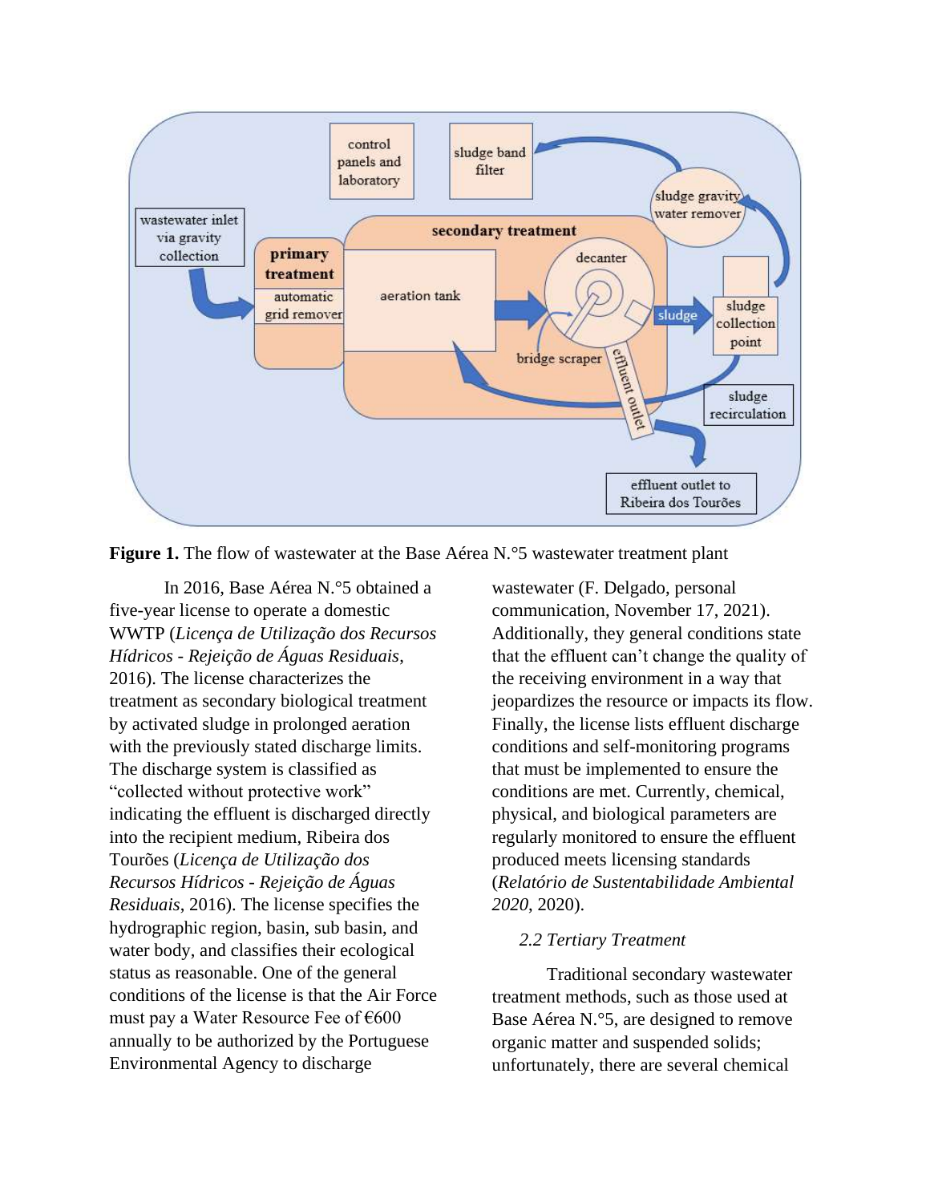**Figure 1.** The flow of wastewater at the Base Aérea N.°5 wastewater treatment plant

In 2016, Base Aérea N.°5 obtained a five-year license to operate a domestic WWTP (*Licença de Utilização dos Recursos Hídricos - Rejeição de Águas Residuais*, 2016). The license characterizes the treatment as secondary biological treatment by activated sludge in prolonged aeration with the previously stated discharge limits. The discharge system is classified as "collected without protective work" indicating the effluent is discharged directly into the recipient medium, Ribeira dos Tourões (*Licença de Utilização dos Recursos Hídricos - Rejeição de Águas Residuais*, 2016). The license specifies the hydrographic region, basin, sub basin, and water body, and classifies their ecological status as reasonable. One of the general conditions of the license is that the Air Force must pay a Water Resource Fee of €600 annually to be authorized by the Portuguese Environmental Agency to discharge wastewater (F. Delgado, personal communication, November 17, 2021). Additionally, they general conditions state that the effluent can't change the quality of the receiving environment in a way that jeopardizes the resource or impacts its flow. Finally, the license lists effluent discharge conditions and self-monitoring programs that must be implemented to ensure the conditions are met. Currently, chemical, physical, and biological parameters are regularly monitored to ensure the effluent produced meets licensing standards (*Relatório de Sustentabilidade Ambiental 2020*, 2020).

### *2.2 Tertiary Treatment*

Traditional secondary wastewater treatment methods, such as those used at Base Aérea N.°5, are designed to remove organic matter and suspended solids; unfortunately, there are several chemical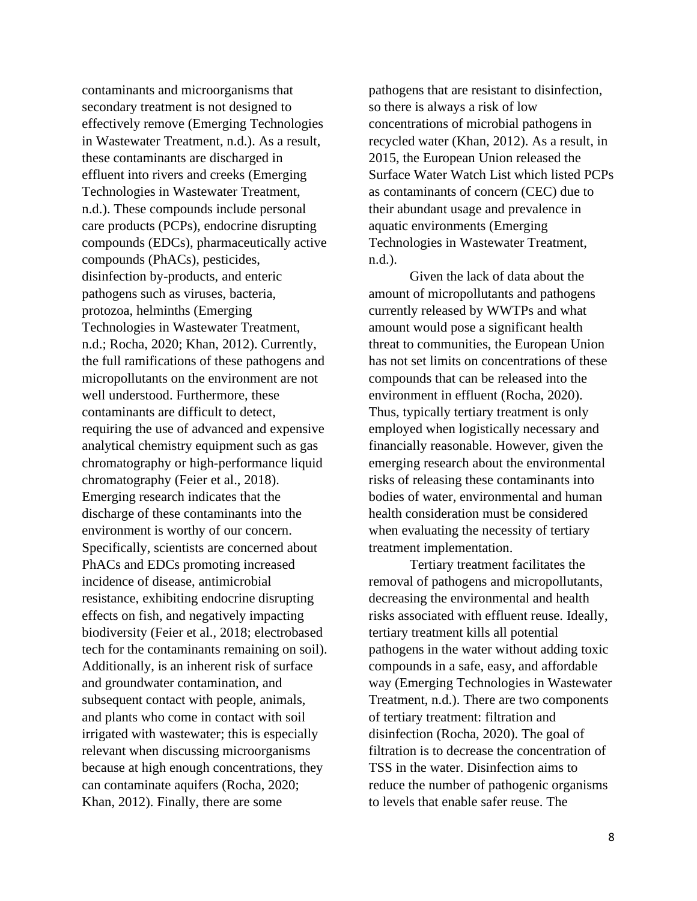contaminants and microorganisms that secondary treatment is not designed to effectively remove (Emerging Technologies in Wastewater Treatment, n.d.). As a result, these contaminants are discharged in effluent into rivers and creeks (Emerging Technologies in Wastewater Treatment, n.d.). These compounds include personal care products (PCPs), endocrine disrupting compounds (EDCs), pharmaceutically active compounds (PhACs), pesticides, disinfection by-products, and enteric pathogens such as viruses, bacteria, protozoa, helminths (Emerging Technologies in Wastewater Treatment, n.d.; Rocha, 2020; Khan, 2012). Currently, the full ramifications of these pathogens and micropollutants on the environment are not well understood. Furthermore, these contaminants are difficult to detect, requiring the use of advanced and expensive analytical chemistry equipment such as gas chromatography or high-performance liquid chromatography (Feier et al., 2018). Emerging research indicates that the discharge of these contaminants into the environment is worthy of our concern. Specifically, scientists are concerned about PhACs and EDCs promoting increased incidence of disease, antimicrobial resistance, exhibiting endocrine disrupting effects on fish, and negatively impacting biodiversity (Feier et al., 2018; electrobased tech for the contaminants remaining on soil). Additionally, is an inherent risk of surface and groundwater contamination, and subsequent contact with people, animals, and plants who come in contact with soil irrigated with wastewater; this is especially relevant when discussing microorganisms because at high enough concentrations, they can contaminate aquifers (Rocha, 2020; Khan, 2012). Finally, there are some pathogens that are resistant to disinfection, so there is always a risk of low concentrations of microbial pathogens in recycled water (Khan, 2012). As a result, in 2015, the European Union released the Surface Water Watch List which listed PCPs as contaminants of concern (CEC) due to their abundant usage and prevalence in aquatic environments (Emerging Technologies in Wastewater Treatment, n.d.).

Given the lack of data about the amount of micropollutants and pathogens currently released by WWTPs and what amount would pose a significant health threat to communities, the European Union has not set limits on concentrations of these compounds that can be released into the environment in effluent (Rocha, 2020). Thus, typically tertiary treatment is only employed when logistically necessary and financially reasonable. However, given the emerging research about the environmental risks of releasing these contaminants into bodies of water, environmental and human health consideration must be considered when evaluating the necessity of tertiary treatment implementation.

Tertiary treatment facilitates the removal of pathogens and micropollutants, decreasing the environmental and health risks associated with effluent reuse. Ideally, tertiary treatment kills all potential pathogens in the water without adding toxic compounds in a safe, easy, and affordable way (Emerging Technologies in Wastewater Treatment, n.d.). There are two components of tertiary treatment: filtration and disinfection (Rocha, 2020). The goal of filtration is to decrease the concentration of TSS in the water. Disinfection aims to reduce the number of pathogenic organisms to levels that enable safer reuse. The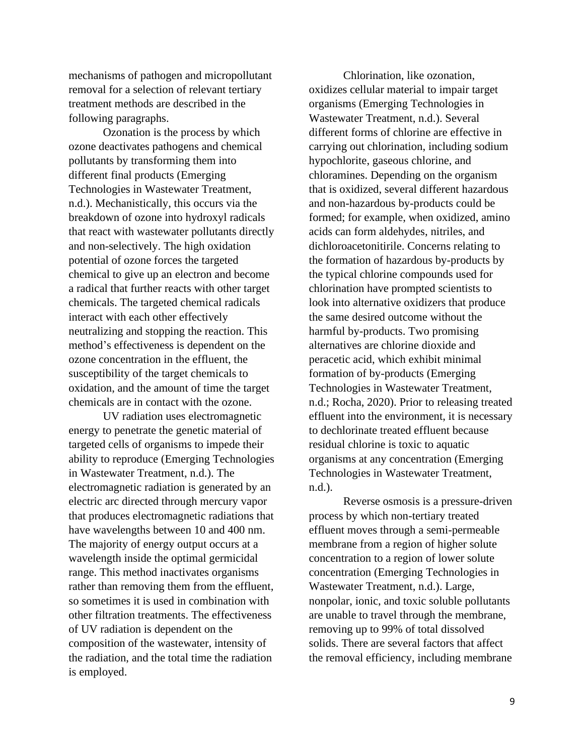mechanisms of pathogen and micropollutant removal for a selection of relevant tertiary treatment methods are described in the following paragraphs.

Ozonation is the process by which ozone deactivates pathogens and chemical pollutants by transforming them into different final products (Emerging Technologies in Wastewater Treatment, n.d.). Mechanistically, this occurs via the breakdown of ozone into hydroxyl radicals that react with wastewater pollutants directly and non-selectively. The high oxidation potential of ozone forces the targeted chemical to give up an electron and become a radical that further reacts with other target chemicals. The targeted chemical radicals interact with each other effectively neutralizing and stopping the reaction. This method's effectiveness is dependent on the ozone concentration in the effluent, the susceptibility of the target chemicals to oxidation, and the amount of time the target chemicals are in contact with the ozone.

UV radiation uses electromagnetic energy to penetrate the genetic material of targeted cells of organisms to impede their ability to reproduce (Emerging Technologies in Wastewater Treatment, n.d.). The electromagnetic radiation is generated by an electric arc directed through mercury vapor that produces electromagnetic radiations that have wavelengths between 10 and 400 nm. The majority of energy output occurs at a wavelength inside the optimal germicidal range. This method inactivates organisms rather than removing them from the effluent, so sometimes it is used in combination with other filtration treatments. The effectiveness of UV radiation is dependent on the composition of the wastewater, intensity of the radiation, and the total time the radiation is employed.

Chlorination, like ozonation, oxidizes cellular material to impair target organisms (Emerging Technologies in Wastewater Treatment, n.d.). Several different forms of chlorine are effective in carrying out chlorination, including sodium hypochlorite, gaseous chlorine, and chloramines. Depending on the organism that is oxidized, several different hazardous and non-hazardous by-products could be formed; for example, when oxidized, amino acids can form aldehydes, nitriles, and dichloroacetonitirile. Concerns relating to the formation of hazardous by-products by the typical chlorine compounds used for chlorination have prompted scientists to look into alternative oxidizers that produce the same desired outcome without the harmful by-products. Two promising alternatives are chlorine dioxide and peracetic acid, which exhibit minimal formation of by-products (Emerging Technologies in Wastewater Treatment, n.d.; Rocha, 2020). Prior to releasing treated effluent into the environment, it is necessary to dechlorinate treated effluent because residual chlorine is toxic to aquatic organisms at any concentration (Emerging Technologies in Wastewater Treatment, n.d.).

Reverse osmosis is a pressure-driven process by which non-tertiary treated effluent moves through a semi-permeable membrane from a region of higher solute concentration to a region of lower solute concentration (Emerging Technologies in Wastewater Treatment, n.d.). Large, nonpolar, ionic, and toxic soluble pollutants are unable to travel through the membrane, removing up to 99% of total dissolved solids. There are several factors that affect the removal efficiency, including membrane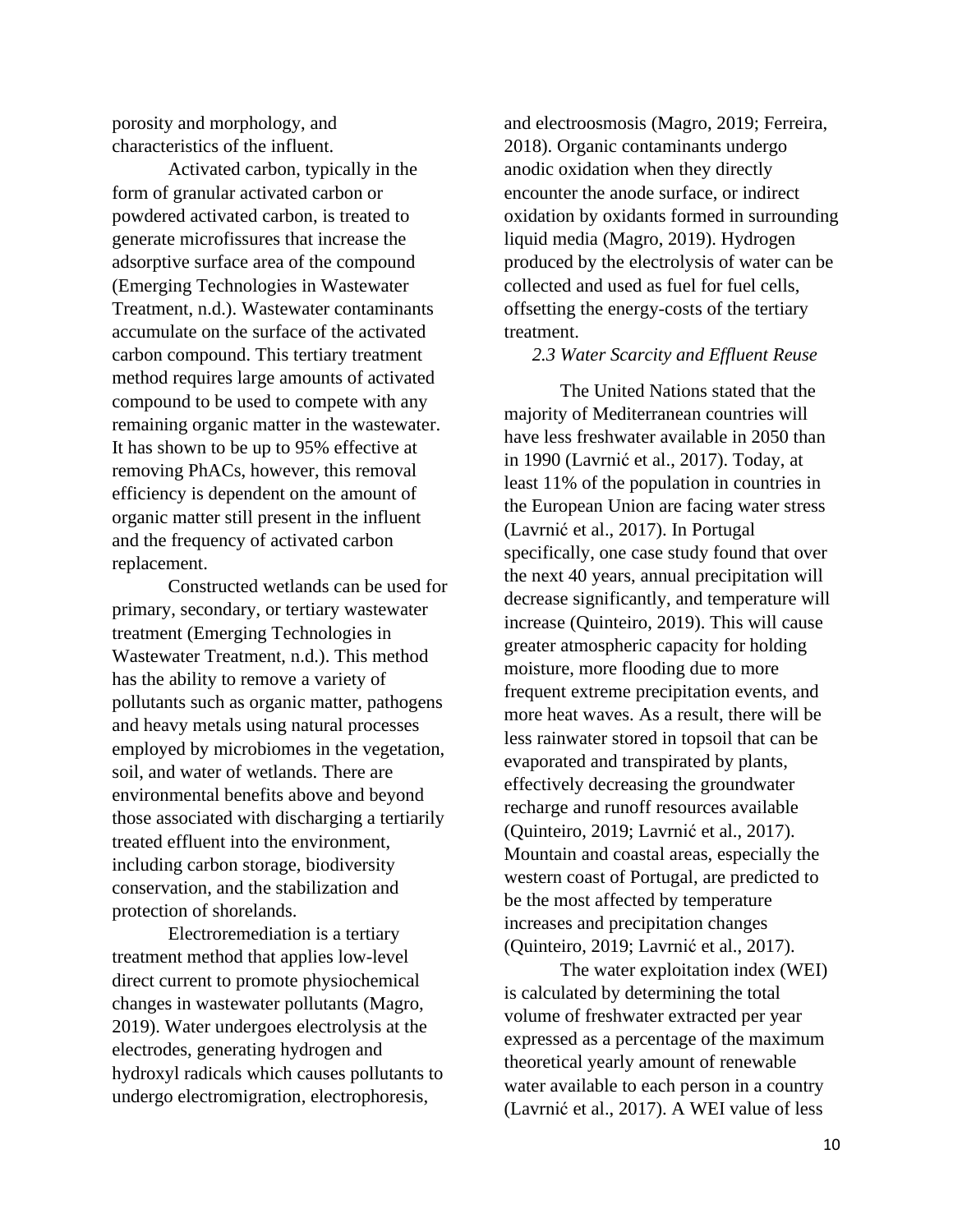porosity and morphology, and characteristics of the influent.

Activated carbon, typically in the form of granular activated carbon or powdered activated carbon, is treated to generate microfissures that increase the adsorptive surface area of the compound (Emerging Technologies in Wastewater Treatment, n.d.). Wastewater contaminants accumulate on the surface of the activated carbon compound. This tertiary treatment method requires large amounts of activated compound to be used to compete with any remaining organic matter in the wastewater. It has shown to be up to 95% effective at removing PhACs, however, this removal efficiency is dependent on the amount of organic matter still present in the influent and the frequency of activated carbon replacement.

Constructed wetlands can be used for primary, secondary, or tertiary wastewater treatment (Emerging Technologies in Wastewater Treatment, n.d.). This method has the ability to remove a variety of pollutants such as organic matter, pathogens and heavy metals using natural processes employed by microbiomes in the vegetation, soil, and water of wetlands. There are environmental benefits above and beyond those associated with discharging a tertiarily treated effluent into the environment, including carbon storage, biodiversity conservation, and the stabilization and protection of shorelands.

Electroremediation is a tertiary treatment method that applies low-level direct current to promote physiochemical changes in wastewater pollutants (Magro, 2019). Water undergoes electrolysis at the electrodes, generating hydrogen and hydroxyl radicals which causes pollutants to undergo electromigration, electrophoresis, and electroosmosis (Magro, 2019; Ferreira, 2018). Organic contaminants undergo anodic oxidation when they directly encounter the anode surface, or indirect oxidation by oxidants formed in surrounding liquid media (Magro, 2019). Hydrogen produced by the electrolysis of water can be collected and used as fuel for fuel cells, offsetting the energy-costs of the tertiary treatment.

### *2.3 Water Scarcity and Effluent Reuse*

The United Nations stated that the majority of Mediterranean countries will have less freshwater available in 2050 than in 1990 (Lavrnić et al., 2017). Today, at least 11% of the population in countries in the European Union are facing water stress (Lavrnić et al., 2017). In Portugal specifically, one case study found that over the next 40 years, annual precipitation will decrease significantly, and temperature will increase (Quinteiro, 2019). This will cause greater atmospheric capacity for holding moisture, more flooding due to more frequent extreme precipitation events, and more heat waves. As a result, there will be less rainwater stored in topsoil that can be evaporated and transpirated by plants, effectively decreasing the groundwater recharge and runoff resources available (Quinteiro, 2019; Lavrnić et al., 2017). Mountain and coastal areas, especially the western coast of Portugal, are predicted to be the most affected by temperature increases and precipitation changes (Quinteiro, 2019; Lavrnić et al., 2017).

The water exploitation index (WEI) is calculated by determining the total volume of freshwater extracted per year expressed as a percentage of the maximum theoretical yearly amount of renewable water available to each person in a country (Lavrnić et al., 2017). A WEI value of less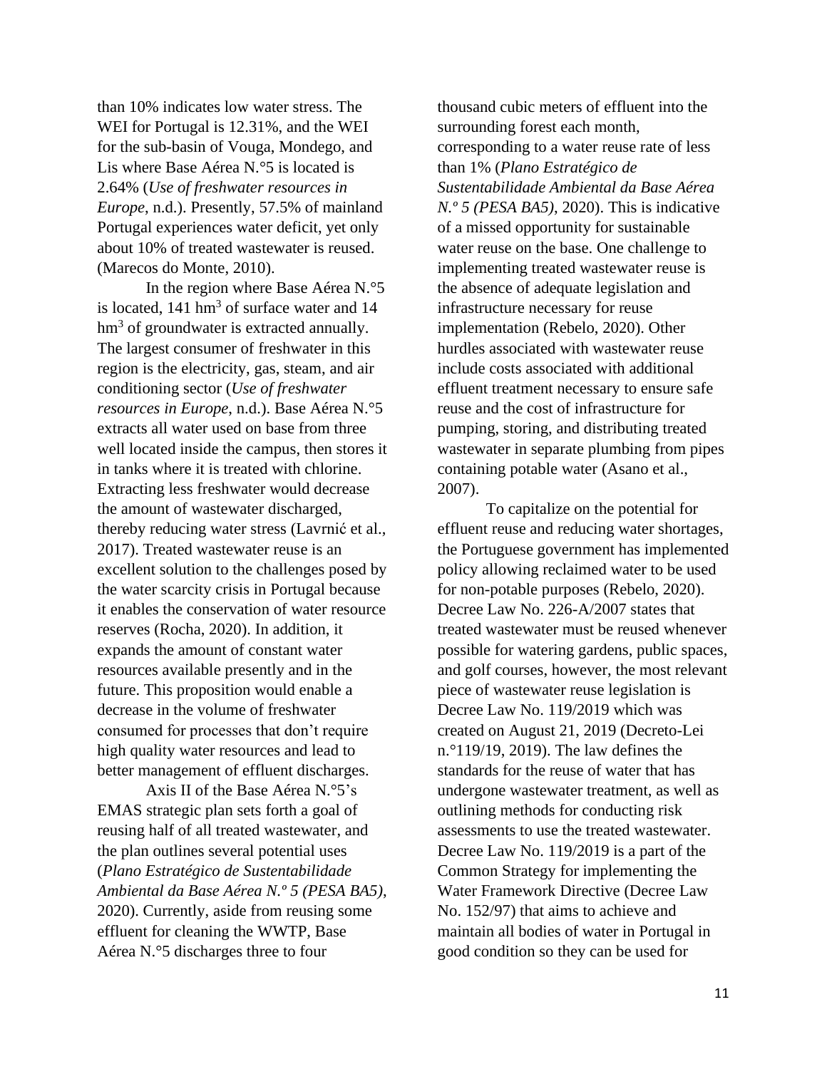than 10% indicates low water stress. The WEI for Portugal is 12.31%, and the WEI for the sub-basin of Vouga, Mondego, and Lis where Base Aérea N.°5 is located is 2.64% (*Use of freshwater resources in Europe*, n.d.). Presently, 57.5% of mainland Portugal experiences water deficit, yet only about 10% of treated wastewater is reused. (Marecos do Monte, 2010).

In the region where Base Aérea N.°5 is located, 141 $hm^3$ of surface water and 14 $hm^3$ of groundwater is extracted annually. The largest consumer of freshwater in this region is the electricity, gas, steam, and air conditioning sector (*Use of freshwater resources in Europe*, n.d.). Base Aérea N.°5 extracts all water used on base from three well located inside the campus, then stores it in tanks where it is treated with chlorine. Extracting less freshwater would decrease the amount of wastewater discharged, thereby reducing water stress (Lavrnić et al., 2017). Treated wastewater reuse is an excellent solution to the challenges posed by the water scarcity crisis in Portugal because it enables the conservation of water resource reserves (Rocha, 2020). In addition, it expands the amount of constant water resources available presently and in the future. This proposition would enable a decrease in the volume of freshwater consumed for processes that don't require high quality water resources and lead to better management of effluent discharges.

Axis II of the Base Aérea N.°5's EMAS strategic plan sets forth a goal of reusing half of all treated wastewater, and the plan outlines several potential uses (*Plano Estratégico de Sustentabilidade Ambiental da Base Aérea N.º 5 (PESA BA5)*, 2020). Currently, aside from reusing some effluent for cleaning the WWTP, Base Aérea N.°5 discharges three to four thousand cubic meters of effluent into the surrounding forest each month, corresponding to a water reuse rate of less than 1% (*Plano Estratégico de Sustentabilidade Ambiental da Base Aérea N.º 5 (PESA BA5)*, 2020). This is indicative of a missed opportunity for sustainable water reuse on the base. One challenge to implementing treated wastewater reuse is the absence of adequate legislation and infrastructure necessary for reuse implementation (Rebelo, 2020). Other hurdles associated with wastewater reuse include costs associated with additional effluent treatment necessary to ensure safe reuse and the cost of infrastructure for pumping, storing, and distributing treated wastewater in separate plumbing from pipes containing potable water (Asano et al., 2007).

To capitalize on the potential for effluent reuse and reducing water shortages, the Portuguese government has implemented policy allowing reclaimed water to be used for non-potable purposes (Rebelo, 2020). Decree Law No. 226-A/2007 states that treated wastewater must be reused whenever possible for watering gardens, public spaces, and golf courses, however, the most relevant piece of wastewater reuse legislation is Decree Law No. 119/2019 which was created on August 21, 2019 (Decreto-Lei n.°119/19, 2019). The law defines the standards for the reuse of water that has undergone wastewater treatment, as well as outlining methods for conducting risk assessments to use the treated wastewater. Decree Law No. 119/2019 is a part of the Common Strategy for implementing the Water Framework Directive (Decree Law No. 152/97) that aims to achieve and maintain all bodies of water in Portugal in good condition so they can be used for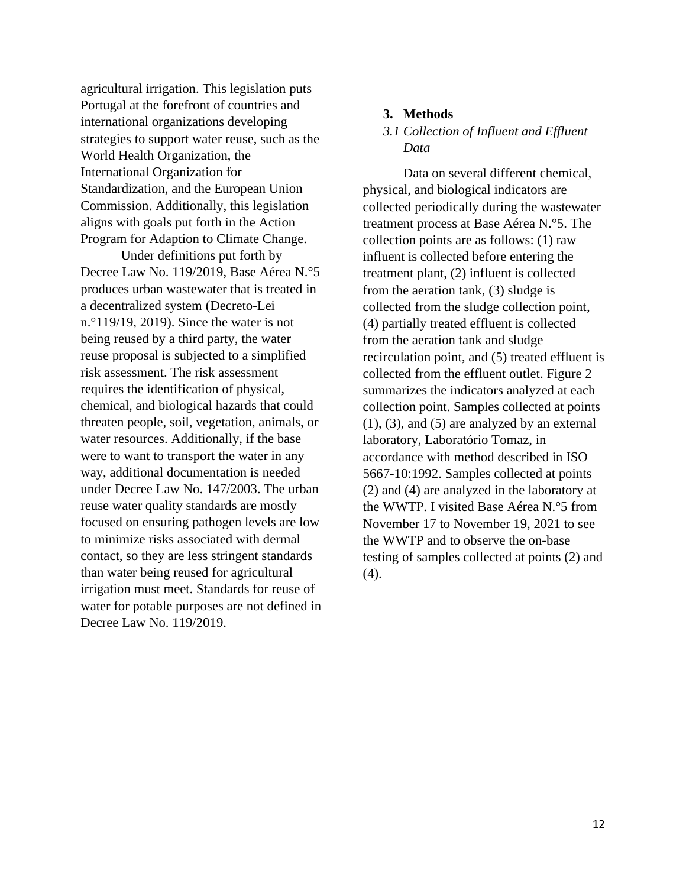agricultural irrigation. This legislation puts Portugal at the forefront of countries and international organizations developing strategies to support water reuse, such as the World Health Organization, the International Organization for Standardization, and the European Union Commission. Additionally, this legislation aligns with goals put forth in the Action Program for Adaption to Climate Change.

Under definitions put forth by Decree Law No. 119/2019, Base Aérea N.°5 produces urban wastewater that is treated in a decentralized system (Decreto-Lei n.°119/19, 2019). Since the water is not being reused by a third party, the water reuse proposal is subjected to a simplified risk assessment. The risk assessment requires the identification of physical, chemical, and biological hazards that could threaten people, soil, vegetation, animals, or water resources. Additionally, if the base were to want to transport the water in any way, additional documentation is needed under Decree Law No. 147/2003. The urban reuse water quality standards are mostly focused on ensuring pathogen levels are low to minimize risks associated with dermal contact, so they are less stringent standards than water being reused for agricultural irrigation must meet. Standards for reuse of water for potable purposes are not defined in Decree Law No. 119/2019.

## 3. Methods

### *3.1 Collection of Influent and Effluent Data*

Data on several different chemical, physical, and biological indicators are collected periodically during the wastewater treatment process at Base Aérea N.°5. The collection points are as follows: (1) raw influent is collected before entering the treatment plant, (2) influent is collected from the aeration tank, (3) sludge is collected from the sludge collection point, (4) partially treated effluent is collected from the aeration tank and sludge recirculation point, and (5) treated effluent is collected from the effluent outlet. Figure 2 summarizes the indicators analyzed at each collection point. Samples collected at points (1), (3), and (5) are analyzed by an external laboratory, Laboratório Tomaz, in accordance with method described in ISO 5667-10:1992. Samples collected at points (2) and (4) are analyzed in the laboratory at the WWTP. I visited Base Aérea N.°5 from November 17 to November 19, 2021 to see the WWTP and to observe the on-base testing of samples collected at points (2) and (4).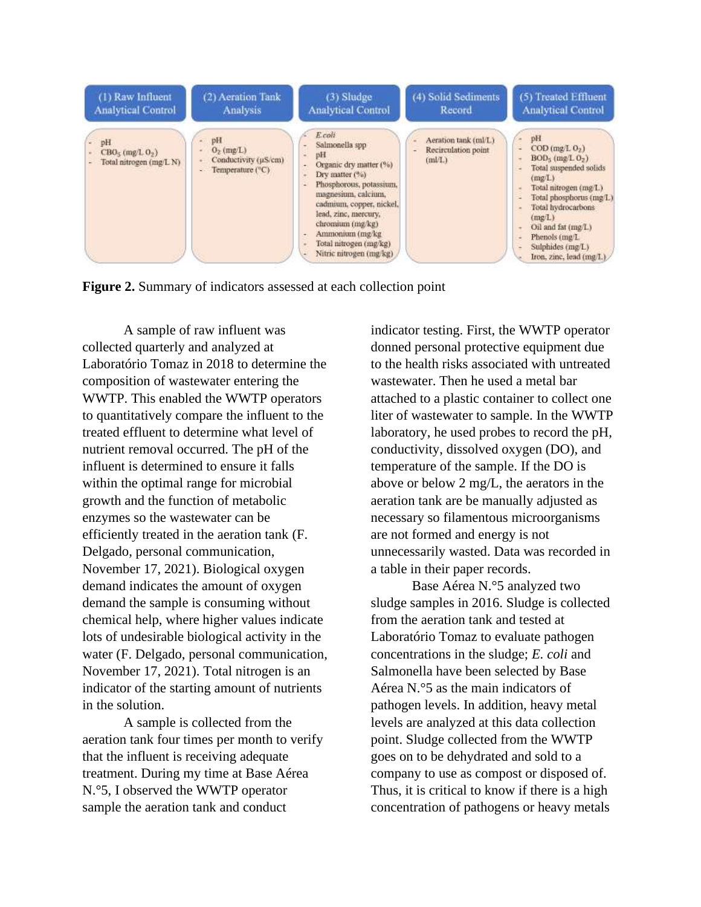| (1) Raw Influent Analytical Control | (2) Aeration Tank Analysis | (3) Sludge Analytical Control | (4) Solid Sediments Record | (5) Treated Effluent Analytical Control |
|---|---|---|---|---|
| - pH<br>- $CBO_5$ (mg/L $O_2$)<br>- Total nitrogen (mg/L N) | - pH<br>- $O_2$ (mg/L)<br>- Conductivity (µS/cm)<br>- Temperature (°C) | - *E.coli*<br>- Salmonella spp<br>- pH<br>- Organic dry matter (%)<br>- Dry matter (%)<br>- Phosphorous, potassium, magnesium, calcium, cadmium, copper, nickel, lead, zinc, mercury, chromium (mg/kg)<br>- Ammonium (mg/kg<br>- Total nitrogen (mg/kg)<br>- Nitric nitrogen (mg/kg) | - Aeration tank (ml/L)<br>- Recirculation point (ml/L) | - pH<br>- COD (mg/L $O_2$)<br>- $BOD_5$ (mg/L $O_2$)<br>- Total suspended solids (mg/L)<br>- Total nitrogen (mg/L)<br>- Total phosphorus (mg/L)<br>- Total hydrocarbons (mg/L)<br>- Oil and fat (mg/L)<br>- Phenols (mg/L<br>- Sulphides (mg/L)<br>- Iron, zinc, lead (mg/L) |

**Figure 2.** Summary of indicators assessed at each collection point

A sample of raw influent was collected quarterly and analyzed at Laboratório Tomaz in 2018 to determine the composition of wastewater entering the WWTP. This enabled the WWTP operators to quantitatively compare the influent to the treated effluent to determine what level of nutrient removal occurred. The pH of the influent is determined to ensure it falls within the optimal range for microbial growth and the function of metabolic enzymes so the wastewater can be efficiently treated in the aeration tank (F. Delgado, personal communication, November 17, 2021). Biological oxygen demand indicates the amount of oxygen demand the sample is consuming without chemical help, where higher values indicate lots of undesirable biological activity in the water (F. Delgado, personal communication, November 17, 2021). Total nitrogen is an indicator of the starting amount of nutrients in the solution.

A sample is collected from the aeration tank four times per month to verify that the influent is receiving adequate treatment. During my time at Base Aérea N.°5, I observed the WWTP operator sample the aeration tank and conduct indicator testing. First, the WWTP operator donned personal protective equipment due to the health risks associated with untreated wastewater. Then he used a metal bar attached to a plastic container to collect one liter of wastewater to sample. In the WWTP laboratory, he used probes to record the pH, conductivity, dissolved oxygen (DO), and temperature of the sample. If the DO is above or below 2 mg/L, the aerators in the aeration tank are be manually adjusted as necessary so filamentous microorganisms are not formed and energy is not unnecessarily wasted. Data was recorded in a table in their paper records.

Base Aérea N.°5 analyzed two sludge samples in 2016. Sludge is collected from the aeration tank and tested at Laboratório Tomaz to evaluate pathogen concentrations in the sludge; *E. coli* and Salmonella have been selected by Base Aérea N.°5 as the main indicators of pathogen levels. In addition, heavy metal levels are analyzed at this data collection point. Sludge collected from the WWTP goes on to be dehydrated and sold to a company to use as compost or disposed of. Thus, it is critical to know if there is a high concentration of pathogens or heavy metals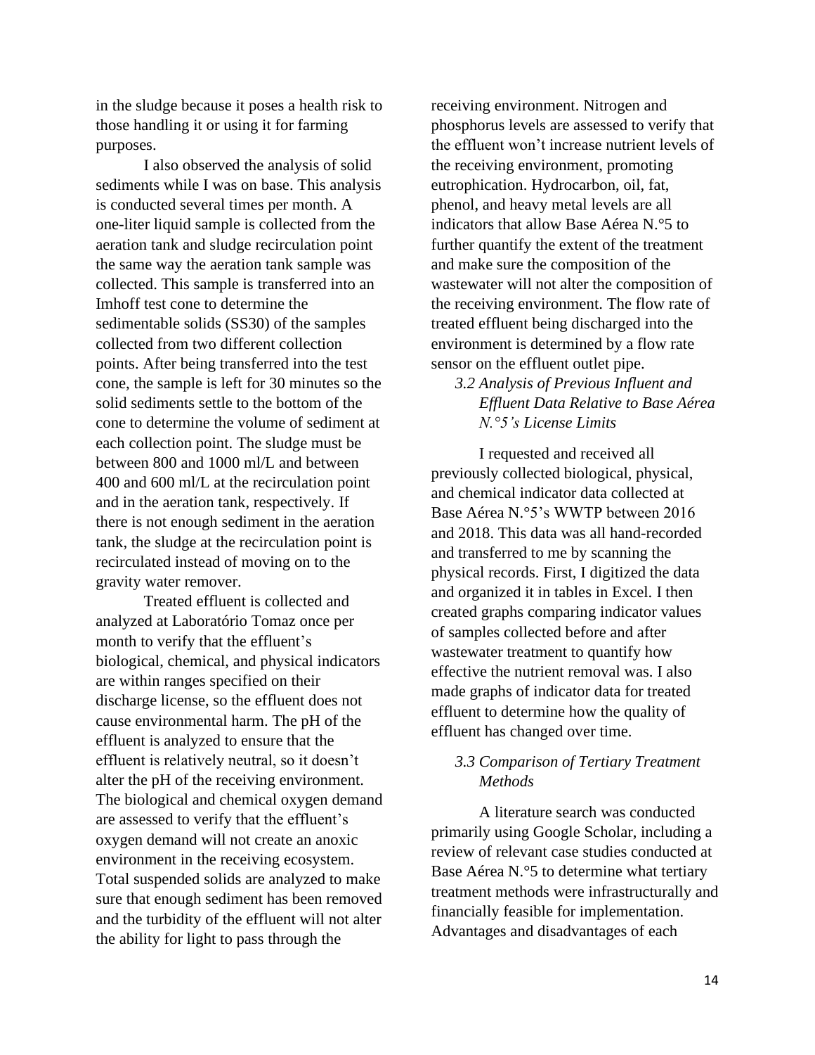in the sludge because it poses a health risk to those handling it or using it for farming purposes.

I also observed the analysis of solid sediments while I was on base. This analysis is conducted several times per month. A one-liter liquid sample is collected from the aeration tank and sludge recirculation point the same way the aeration tank sample was collected. This sample is transferred into an Imhoff test cone to determine the sedimentable solids (SS30) of the samples collected from two different collection points. After being transferred into the test cone, the sample is left for 30 minutes so the solid sediments settle to the bottom of the cone to determine the volume of sediment at each collection point. The sludge must be between 800 and 1000 ml/L and between 400 and 600 ml/L at the recirculation point and in the aeration tank, respectively. If there is not enough sediment in the aeration tank, the sludge at the recirculation point is recirculated instead of moving on to the gravity water remover.

Treated effluent is collected and analyzed at Laboratório Tomaz once per month to verify that the effluent's biological, chemical, and physical indicators are within ranges specified on their discharge license, so the effluent does not cause environmental harm. The pH of the effluent is analyzed to ensure that the effluent is relatively neutral, so it doesn't alter the pH of the receiving environment. The biological and chemical oxygen demand are assessed to verify that the effluent's oxygen demand will not create an anoxic environment in the receiving ecosystem. Total suspended solids are analyzed to make sure that enough sediment has been removed and the turbidity of the effluent will not alter the ability for light to pass through the receiving environment. Nitrogen and phosphorus levels are assessed to verify that the effluent won't increase nutrient levels of the receiving environment, promoting eutrophication. Hydrocarbon, oil, fat, phenol, and heavy metal levels are all indicators that allow Base Aérea N.°5 to further quantify the extent of the treatment and make sure the composition of the wastewater will not alter the composition of the receiving environment. The flow rate of treated effluent being discharged into the environment is determined by a flow rate sensor on the effluent outlet pipe.

### *3.2 Analysis of Previous Influent and Effluent Data Relative to Base Aérea N.°5's License Limits*

I requested and received all previously collected biological, physical, and chemical indicator data collected at Base Aérea N.°5's WWTP between 2016 and 2018. This data was all hand-recorded and transferred to me by scanning the physical records. First, I digitized the data and organized it in tables in Excel. I then created graphs comparing indicator values of samples collected before and after wastewater treatment to quantify how effective the nutrient removal was. I also made graphs of indicator data for treated effluent to determine how the quality of effluent has changed over time.

### *3.3 Comparison of Tertiary Treatment Methods*

A literature search was conducted primarily using Google Scholar, including a review of relevant case studies conducted at Base Aérea N.°5 to determine what tertiary treatment methods were infrastructurally and financially feasible for implementation. Advantages and disadvantages of each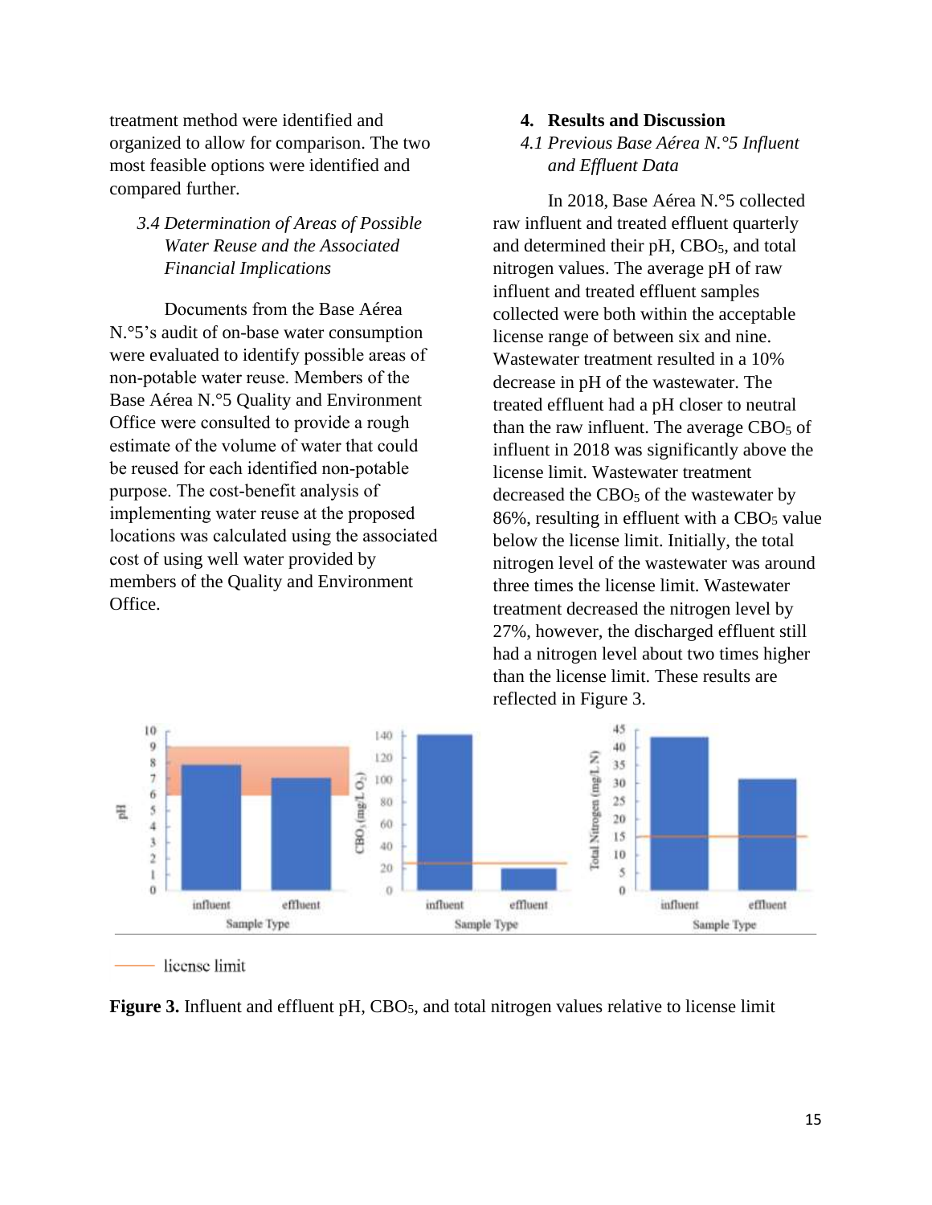treatment method were identified and organized to allow for comparison. The two most feasible options were identified and compared further.

### *3.4 Determination of Areas of Possible Water Reuse and the Associated Financial Implications*

Documents from the Base Aérea N.°5's audit of on-base water consumption were evaluated to identify possible areas of non-potable water reuse. Members of the Base Aérea N.°5 Quality and Environment Office were consulted to provide a rough estimate of the volume of water that could be reused for each identified non-potable purpose. The cost-benefit analysis of implementing water reuse at the proposed locations was calculated using the associated cost of using well water provided by members of the Quality and Environment Office.

## 4. Results and Discussion

### *4.1 Previous Base Aérea N.°5 Influent and Effluent Data*

In 2018, Base Aérea N.°5 collected raw influent and treated effluent quarterly and determined their pH, $CBO_5$, and total nitrogen values. The average pH of raw influent and treated effluent samples collected were both within the acceptable license range of between six and nine. Wastewater treatment resulted in a 10% decrease in pH of the wastewater. The treated effluent had a pH closer to neutral than the raw influent. The average $CBO_5$ of influent in 2018 was significantly above the license limit. Wastewater treatment decreased the $CBO_5$ of the wastewater by 86%, resulting in effluent with a $CBO_5$ value below the license limit. Initially, the total nitrogen level of the wastewater was around three times the license limit. Wastewater treatment decreased the nitrogen level by 27%, however, the discharged effluent still had a nitrogen level about two times higher than the license limit. These results are reflected in Figure 3.

**Figure 3.** Influent and effluent pH, $CBO_5$, and total nitrogen values relative to license limit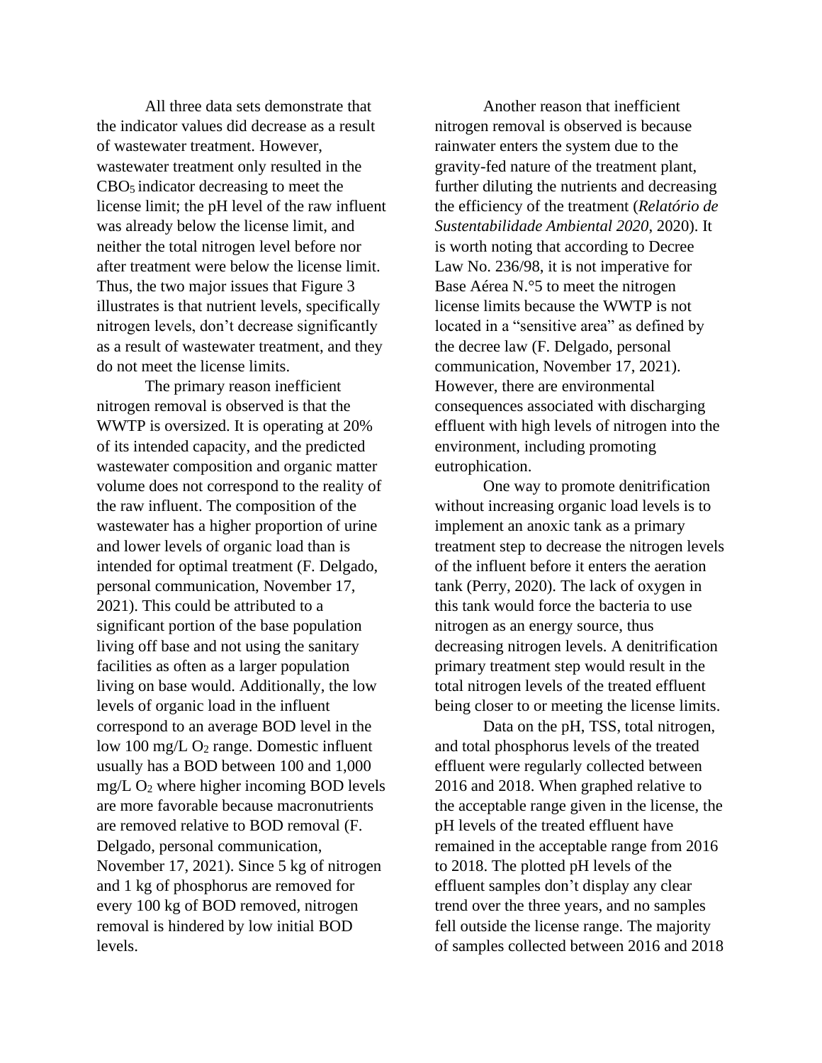All three data sets demonstrate that the indicator values did decrease as a result of wastewater treatment. However, wastewater treatment only resulted in the $CBO_5$ indicator decreasing to meet the license limit; the pH level of the raw influent was already below the license limit, and neither the total nitrogen level before nor after treatment were below the license limit. Thus, the two major issues that Figure 3 illustrates is that nutrient levels, specifically nitrogen levels, don't decrease significantly as a result of wastewater treatment, and they do not meet the license limits.

The primary reason inefficient nitrogen removal is observed is that the WWTP is oversized. It is operating at 20% of its intended capacity, and the predicted wastewater composition and organic matter volume does not correspond to the reality of the raw influent. The composition of the wastewater has a higher proportion of urine and lower levels of organic load than is intended for optimal treatment (F. Delgado, personal communication, November 17, 2021). This could be attributed to a significant portion of the base population living off base and not using the sanitary facilities as often as a larger population living on base would. Additionally, the low levels of organic load in the influent correspond to an average BOD level in the low 100 mg/L $O_2$ range. Domestic influent usually has a BOD between 100 and 1,000 mg/L $O_2$ where higher incoming BOD levels are more favorable because macronutrients are removed relative to BOD removal (F. Delgado, personal communication, November 17, 2021). Since 5 kg of nitrogen and 1 kg of phosphorus are removed for every 100 kg of BOD removed, nitrogen removal is hindered by low initial BOD levels.

Another reason that inefficient nitrogen removal is observed is because rainwater enters the system due to the gravity-fed nature of the treatment plant, further diluting the nutrients and decreasing the efficiency of the treatment (*Relatório de Sustentabilidade Ambiental 2020*, 2020). It is worth noting that according to Decree Law No. 236/98, it is not imperative for Base Aérea N.°5 to meet the nitrogen license limits because the WWTP is not located in a "sensitive area" as defined by the decree law (F. Delgado, personal communication, November 17, 2021). However, there are environmental consequences associated with discharging effluent with high levels of nitrogen into the environment, including promoting eutrophication.

One way to promote denitrification without increasing organic load levels is to implement an anoxic tank as a primary treatment step to decrease the nitrogen levels of the influent before it enters the aeration tank (Perry, 2020). The lack of oxygen in this tank would force the bacteria to use nitrogen as an energy source, thus decreasing nitrogen levels. A denitrification primary treatment step would result in the total nitrogen levels of the treated effluent being closer to or meeting the license limits.

Data on the pH, TSS, total nitrogen, and total phosphorus levels of the treated effluent were regularly collected between 2016 and 2018. When graphed relative to the acceptable range given in the license, the pH levels of the treated effluent have remained in the acceptable range from 2016 to 2018. The plotted pH levels of the effluent samples don't display any clear trend over the three years, and no samples fell outside the license range. The majority of samples collected between 2016 and 2018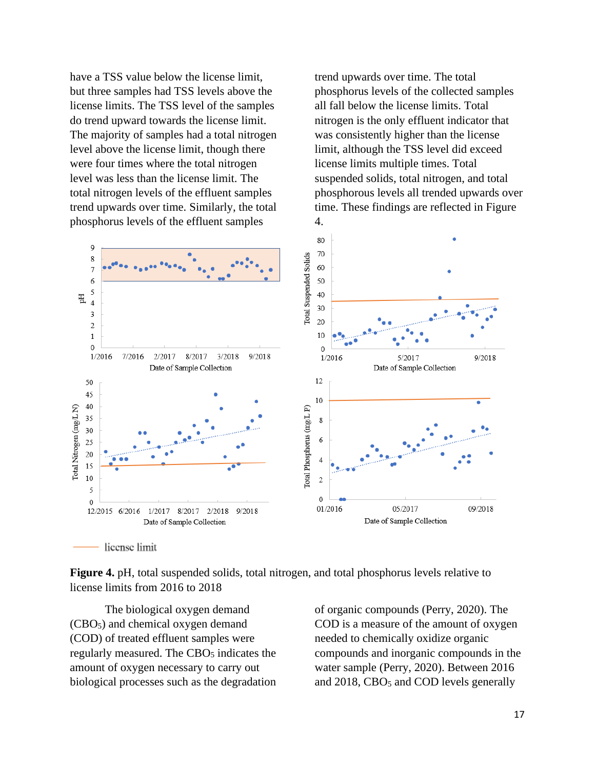have a TSS value below the license limit, but three samples had TSS levels above the license limits. The TSS level of the samples do trend upward towards the license limit. The majority of samples had a total nitrogen level above the license limit, though there were four times where the total nitrogen level was less than the license limit. The total nitrogen levels of the effluent samples trend upwards over time. Similarly, the total phosphorus levels of the effluent samples trend upwards over time. The total phosphorus levels of the collected samples all fall below the license limits. Total nitrogen is the only effluent indicator that was consistently higher than the license limit, although the TSS level did exceed license limits multiple times. Total suspended solids, total nitrogen, and total phosphorous levels all trended upwards over time. These findings are reflected in Figure 4.

**Figure 4.** pH, total suspended solids, total nitrogen, and total phosphorus levels relative to license limits from 2016 to 2018

The biological oxygen demand ($CBO_5$) and chemical oxygen demand (COD) of treated effluent samples were regularly measured. The $CBO_5$ indicates the amount of oxygen necessary to carry out biological processes such as the degradation of organic compounds (Perry, 2020). The COD is a measure of the amount of oxygen needed to chemically oxidize organic compounds and inorganic compounds in the water sample (Perry, 2020). Between 2016 and 2018, $CBO_5$ and COD levels generally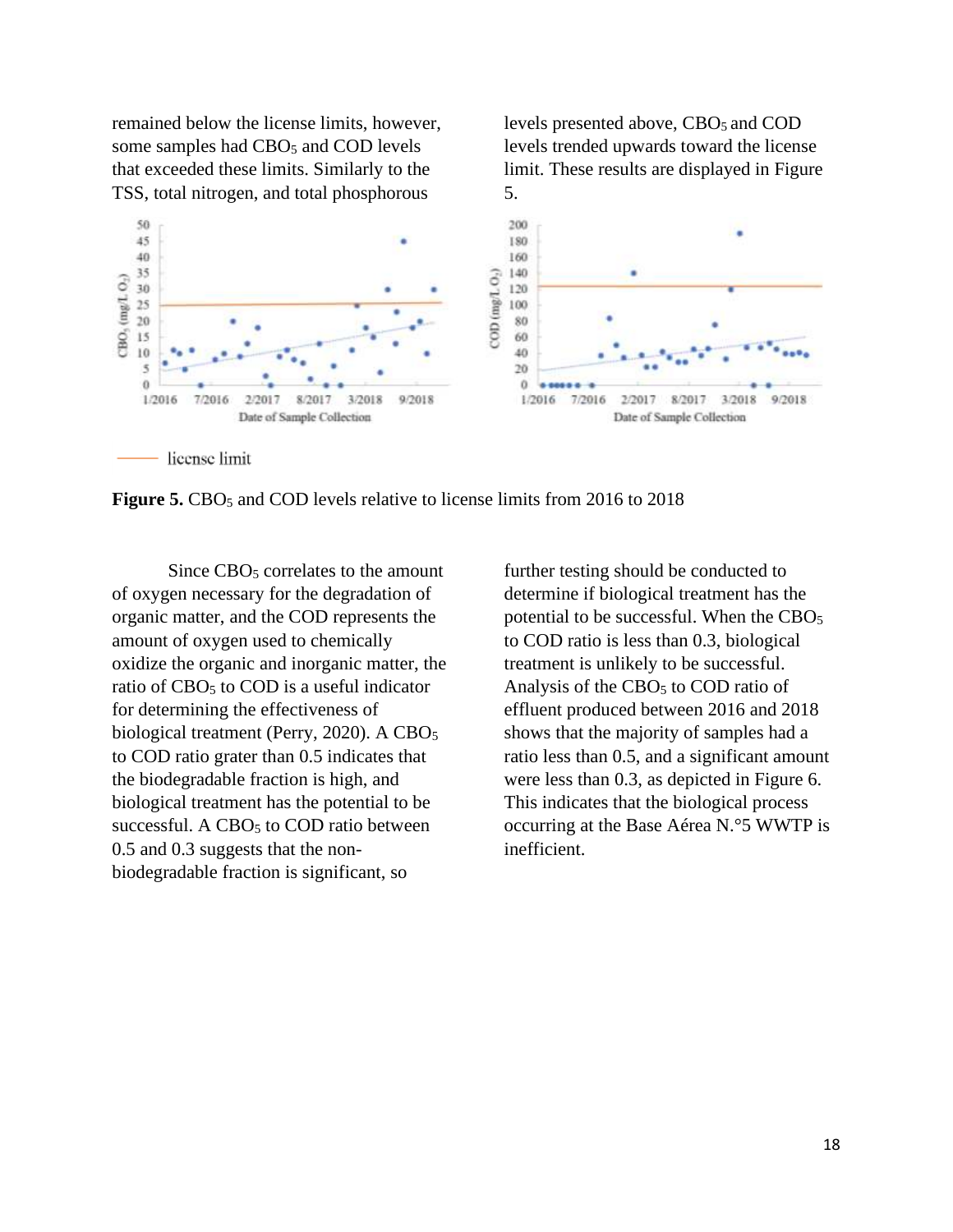remained below the license limits, however, some samples had $CBO_5$ and COD levels that exceeded these limits. Similarly to the TSS, total nitrogen, and total phosphorous levels presented above, $CBO_5$ and COD levels trended upwards toward the license limit. These results are displayed in Figure 5.

**Figure 5.** $CBO_5$ and COD levels relative to license limits from 2016 to 2018

Since $CBO_5$ correlates to the amount of oxygen necessary for the degradation of organic matter, and the COD represents the amount of oxygen used to chemically oxidize the organic and inorganic matter, the ratio of $CBO_5$ to COD is a useful indicator for determining the effectiveness of biological treatment (Perry, 2020). A $CBO_5$ to COD ratio grater than 0.5 indicates that the biodegradable fraction is high, and biological treatment has the potential to be successful. A $CBO_5$ to COD ratio between 0.5 and 0.3 suggests that the non-biodegradable fraction is significant, so further testing should be conducted to determine if biological treatment has the potential to be successful. When the $CBO_5$ to COD ratio is less than 0.3, biological treatment is unlikely to be successful. Analysis of the $CBO_5$ to COD ratio of effluent produced between 2016 and 2018 shows that the majority of samples had a ratio less than 0.5, and a significant amount were less than 0.3, as depicted in Figure 6. This indicates that the biological process occurring at the Base Aérea N.°5 WWTP is inefficient.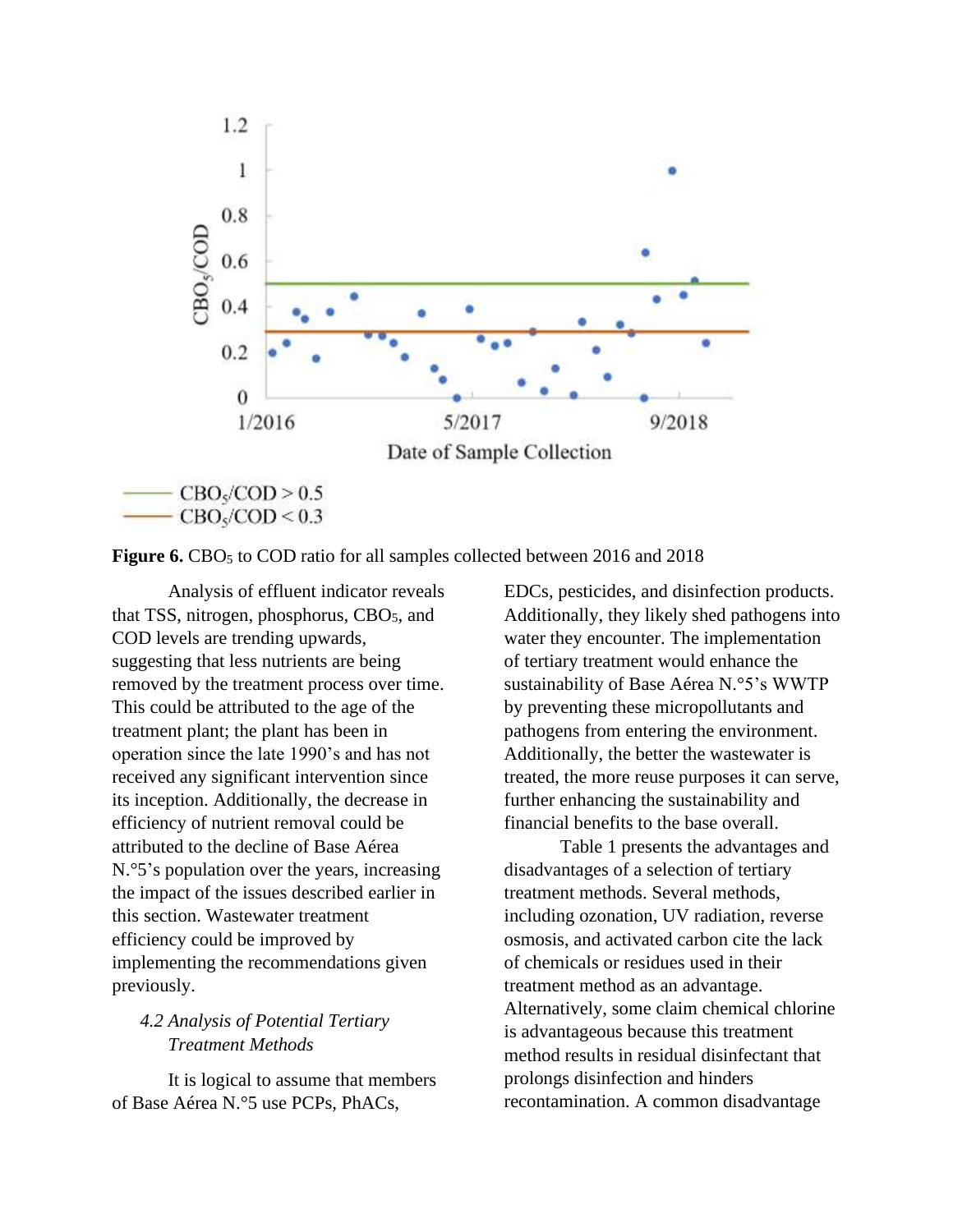**Figure 6.** $CBO_5$ to COD ratio for all samples collected between 2016 and 2018

Analysis of effluent indicator reveals that TSS, nitrogen, phosphorus, $CBO_5$, and COD levels are trending upwards, suggesting that less nutrients are being removed by the treatment process over time. This could be attributed to the age of the treatment plant; the plant has been in operation since the late 1990's and has not received any significant intervention since its inception. Additionally, the decrease in efficiency of nutrient removal could be attributed to the decline of Base Aérea N.°5's population over the years, increasing the impact of the issues described earlier in this section. Wastewater treatment efficiency could be improved by implementing the recommendations given previously.

### *4.2 Analysis of Potential Tertiary Treatment Methods*

It is logical to assume that members of Base Aérea N.°5 use PCPs, PhACs, EDCs, pesticides, and disinfection products. Additionally, they likely shed pathogens into water they encounter. The implementation of tertiary treatment would enhance the sustainability of Base Aérea N.°5's WWTP by preventing these micropollutants and pathogens from entering the environment. Additionally, the better the wastewater is treated, the more reuse purposes it can serve, further enhancing the sustainability and financial benefits to the base overall.

Table 1 presents the advantages and disadvantages of a selection of tertiary treatment methods. Several methods, including ozonation, UV radiation, reverse osmosis, and activated carbon cite the lack of chemicals or residues used in their treatment method as an advantage. Alternatively, some claim chemical chlorine is advantageous because this treatment method results in residual disinfectant that prolongs disinfection and hinders recontamination. A common disadvantage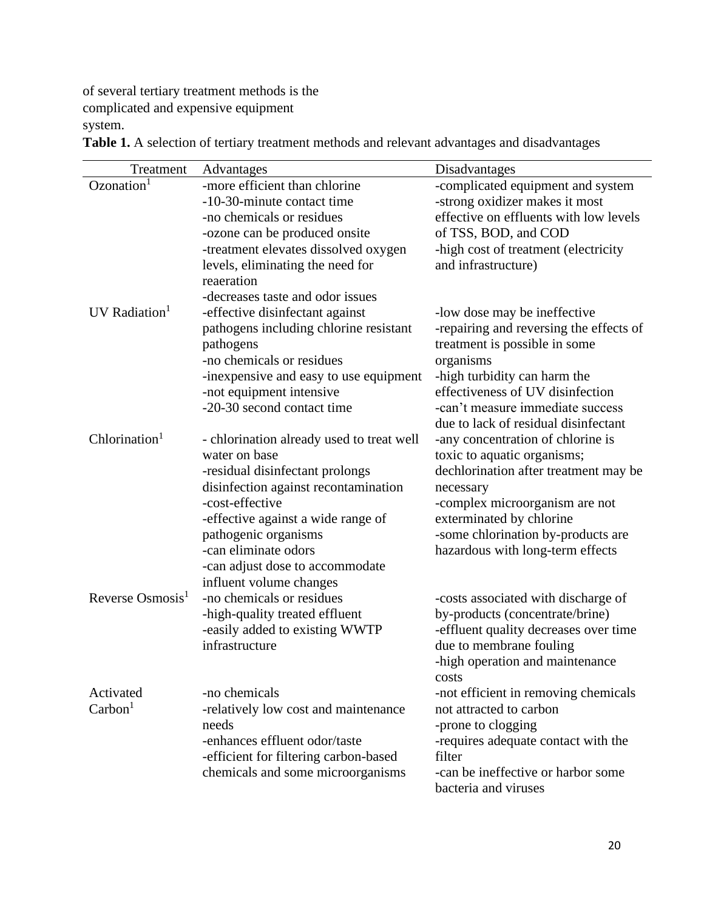of several tertiary treatment methods is the complicated and expensive equipment system.

**Table 1.** A selection of tertiary treatment methods and relevant advantages and disadvantages

| Treatment | Advantages | Disadvantages |
|---|---|---|
| Ozonation[1] | -more efficient than chlorine<br>-10-30-minute contact time<br>-no chemicals or residues<br>-ozone can be produced onsite<br>-treatment elevates dissolved oxygen levels, eliminating the need for reaeration<br>-decreases taste and odor issues | -complicated equipment and system<br>-strong oxidizer makes it most effective on effluents with low levels of TSS, BOD, and COD<br>-high cost of treatment (electricity and infrastructure) |
| UV Radiation[1] | -effective disinfectant against pathogens including chlorine resistant pathogens<br>-no chemicals or residues<br>-inexpensive and easy to use equipment<br>-not equipment intensive<br>-20-30 second contact time | -low dose may be ineffective<br>-repairing and reversing the effects of treatment is possible in some organisms<br>-high turbidity can harm the effectiveness of UV disinfection<br>-can't measure immediate success due to lack of residual disinfectant |
| Chlorination[1] | - chlorination already used to treat well water on base<br>-residual disinfectant prolongs disinfection against recontamination<br>-cost-effective<br>-effective against a wide range of pathogenic organisms<br>-can eliminate odors<br>-can adjust dose to accommodate influent volume changes | -any concentration of chlorine is toxic to aquatic organisms; dechlorination after treatment may be necessary<br>-complex microorganism are not exterminated by chlorine<br>-some chlorination by-products are hazardous with long-term effects |
| Reverse Osmosis[1] | -no chemicals or residues<br>-high-quality treated effluent<br>-easily added to existing WWTP infrastructure | -costs associated with discharge of by-products (concentrate/brine)<br>-effluent quality decreases over time due to membrane fouling<br>-high operation and maintenance costs |
| Activated Carbon[1] | -no chemicals<br>-relatively low cost and maintenance needs<br>-enhances effluent odor/taste<br>-efficient for filtering carbon-based chemicals and some microorganisms | -not efficient in removing chemicals not attracted to carbon<br>-prone to clogging<br>-requires adequate contact with the filter<br>-can be ineffective or harbor some bacteria and viruses |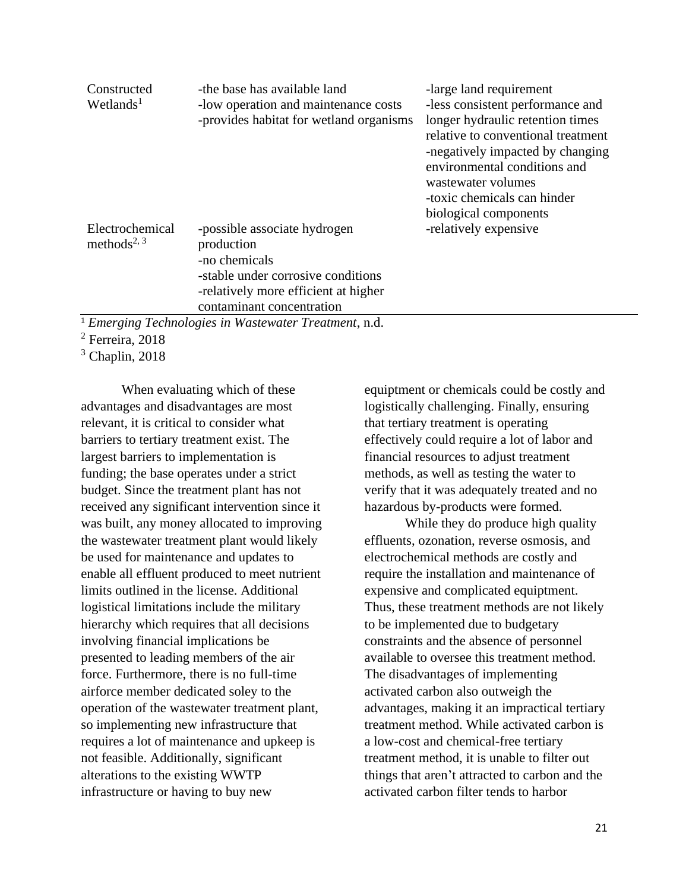| | | |
|---|---|---|
| Constructed Wetlands[1] | -the base has available land<br>-low operation and maintenance costs<br>-provides habitat for wetland organisms | -large land requirement<br>-less consistent performance and longer hydraulic retention times relative to conventional treatment<br>-negatively impacted by changing environmental conditions and wastewater volumes<br>-toxic chemicals can hinder biological components |
| Electrochemical methods[2, 3] | -possible associate hydrogen production<br>-no chemicals<br>-stable under corrosive conditions<br>-relatively more efficient at higher contaminant concentration | -relatively expensive |

[1] *Emerging Technologies in Wastewater Treatment*, n.d.
[2] Ferreira, 2018
[3] Chaplin, 2018

When evaluating which of these advantages and disadvantages are most relevant, it is critical to consider what barriers to tertiary treatment exist. The largest barriers to implementation is funding; the base operates under a strict budget. Since the treatment plant has not received any significant intervention since it was built, any money allocated to improving the wastewater treatment plant would likely be used for maintenance and updates to enable all effluent produced to meet nutrient limits outlined in the license. Additional logistical limitations include the military hierarchy which requires that all decisions involving financial implications be presented to leading members of the air force. Furthermore, there is no full-time airforce member dedicated soley to the operation of the wastewater treatment plant, so implementing new infrastructure that requires a lot of maintenance and upkeep is not feasible. Additionally, significant alterations to the existing WWTP infrastructure or having to buy new equiptment or chemicals could be costly and logistically challenging. Finally, ensuring that tertiary treatment is operating effectively could require a lot of labor and financial resources to adjust treatment methods, as well as testing the water to verify that it was adequately treated and no hazardous by-products were formed.

While they do produce high quality effluents, ozonation, reverse osmosis, and electrochemical methods are costly and require the installation and maintenance of expensive and complicated equiptment. Thus, these treatment methods are not likely to be implemented due to budgetary constraints and the absence of personnel available to oversee this treatment method. The disadvantages of implementing activated carbon also outweigh the advantages, making it an impractical tertiary treatment method. While activated carbon is a low-cost and chemical-free tertiary treatment method, it is unable to filter out things that aren't attracted to carbon and the activated carbon filter tends to harbor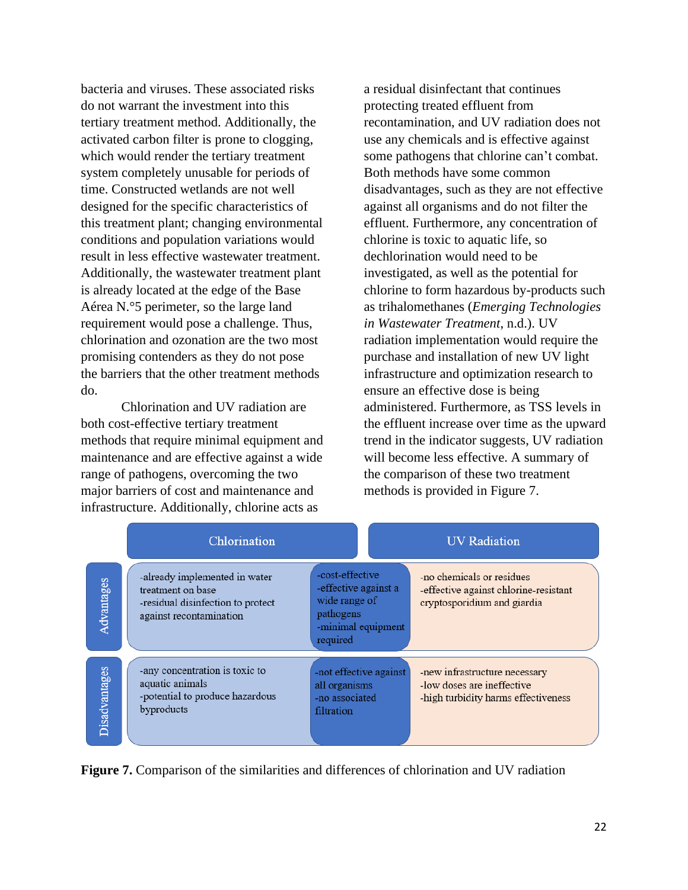bacteria and viruses. These associated risks do not warrant the investment into this tertiary treatment method. Additionally, the activated carbon filter is prone to clogging, which would render the tertiary treatment system completely unusable for periods of time. Constructed wetlands are not well designed for the specific characteristics of this treatment plant; changing environmental conditions and population variations would result in less effective wastewater treatment. Additionally, the wastewater treatment plant is already located at the edge of the Base Aérea N.°5 perimeter, so the large land requirement would pose a challenge. Thus, chlorination and ozonation are the two most promising contenders as they do not pose the barriers that the other treatment methods do.

Chlorination and UV radiation are both cost-effective tertiary treatment methods that require minimal equipment and maintenance and are effective against a wide range of pathogens, overcoming the two major barriers of cost and maintenance and infrastructure. Additionally, chlorine acts as a residual disinfectant that continues protecting treated effluent from recontamination, and UV radiation does not use any chemicals and is effective against some pathogens that chlorine can't combat. Both methods have some common disadvantages, such as they are not effective against all organisms and do not filter the effluent. Furthermore, any concentration of chlorine is toxic to aquatic life, so dechlorination would need to be investigated, as well as the potential for chlorine to form hazardous by-products such as trihalomethanes (*Emerging Technologies in Wastewater Treatment*, n.d.). UV radiation implementation would require the purchase and installation of new UV light infrastructure and optimization research to ensure an effective dose is being administered. Furthermore, as TSS levels in the effluent increase over time as the upward trend in the indicator suggests, UV radiation will become less effective. A summary of the comparison of these two treatment methods is provided in Figure 7.

| | Chlorination | Both | UV Radiation |
|---|---|---|---|
| Advantages | -already implemented in water treatment on base<br>-residual disinfection to protect against recontamination | -cost-effective<br>-effective against a wide range of pathogens<br>-minimal equipment required | -no chemicals or residues<br>-effective against chlorine-resistant cryptosporidium and giardia |
| Disadvantages | -any concentration is toxic to aquatic animals<br>-potential to produce hazardous byproducts | -not effective against all organisms<br>-no associated filtration | -new infrastructure necessary<br>-low doses are ineffective<br>-high turbidity harms effectiveness |

**Figure 7.** Comparison of the similarities and differences of chlorination and UV radiation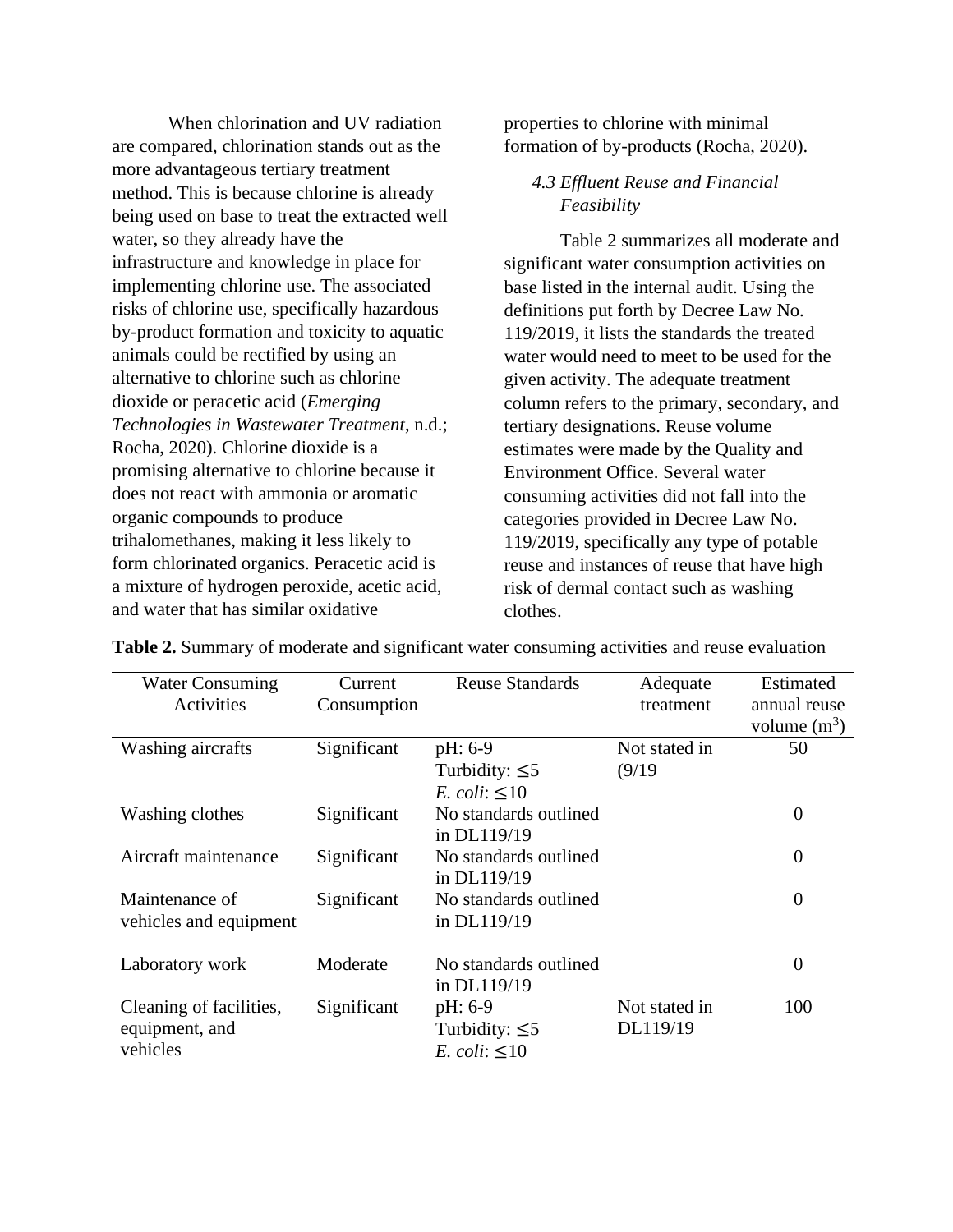When chlorination and UV radiation are compared, chlorination stands out as the more advantageous tertiary treatment method. This is because chlorine is already being used on base to treat the extracted well water, so they already have the infrastructure and knowledge in place for implementing chlorine use. The associated risks of chlorine use, specifically hazardous by-product formation and toxicity to aquatic animals could be rectified by using an alternative to chlorine such as chlorine dioxide or peracetic acid (*Emerging Technologies in Wastewater Treatment*, n.d.; Rocha, 2020). Chlorine dioxide is a promising alternative to chlorine because it does not react with ammonia or aromatic organic compounds to produce trihalomethanes, making it less likely to form chlorinated organics. Peracetic acid is a mixture of hydrogen peroxide, acetic acid, and water that has similar oxidative properties to chlorine with minimal formation of by-products (Rocha, 2020).

### *4.3 Effluent Reuse and Financial Feasibility*

Table 2 summarizes all moderate and significant water consumption activities on base listed in the internal audit. Using the definitions put forth by Decree Law No. 119/2019, it lists the standards the treated water would need to meet to be used for the given activity. The adequate treatment column refers to the primary, secondary, and tertiary designations. Reuse volume estimates were made by the Quality and Environment Office. Several water consuming activities did not fall into the categories provided in Decree Law No. 119/2019, specifically any type of potable reuse and instances of reuse that have high risk of dermal contact such as washing clothes.

**Table 2.** Summary of moderate and significant water consuming activities and reuse evaluation

| Water Consuming Activities | Current Consumption | Reuse Standards | Adequate treatment | Estimated annual reuse volume ($m^3$) |
|---|---|---|---|---|
| Washing aircrafts | Significant | pH: 6-9<br>Turbidity: ≤5<br>*E. coli*: ≤10 | Not stated in (9/19 | 50 |
| Washing clothes | Significant | No standards outlined in DL119/19 | | 0 |
| Aircraft maintenance | Significant | No standards outlined in DL119/19 | | 0 |
| Maintenance of vehicles and equipment | Significant | No standards outlined in DL119/19 | | 0 |
| Laboratory work | Moderate | No standards outlined in DL119/19 | | 0 |
| Cleaning of facilities, equipment, and vehicles | Significant | pH: 6-9<br>Turbidity: ≤5<br>*E. coli*: ≤10 | Not stated in DL119/19 | 100 |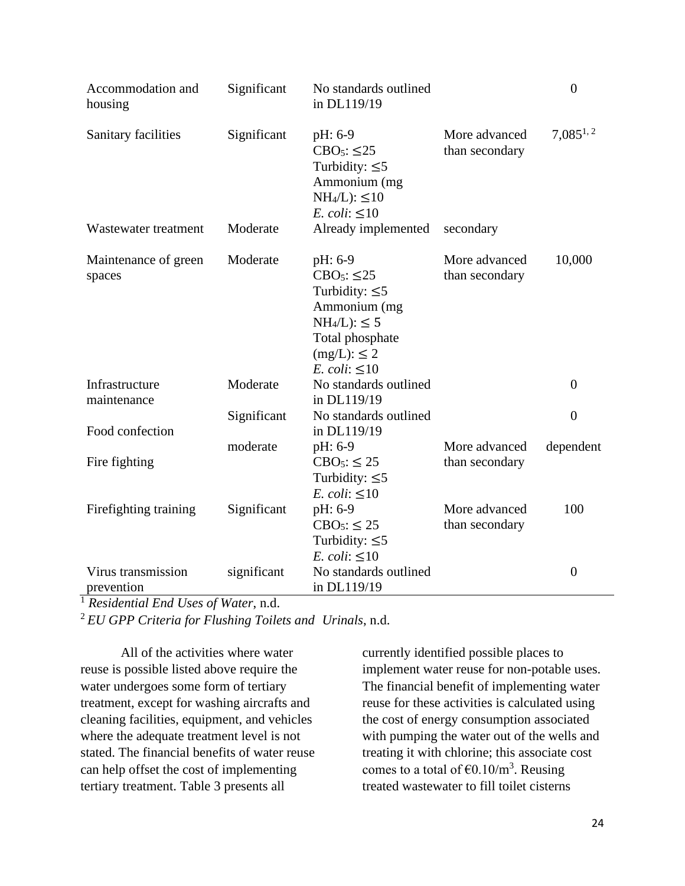| | | | | |
|---|---|---|---|---|
| Accommodation and housing | Significant | No standards outlined in DL119/19 | | 0 |
| Sanitary facilities | Significant | pH: 6-9<br>$CBO_5$: ≤25<br>Turbidity: ≤5<br>Ammonium (mg $NH_4$/L): ≤10<br>*E. coli*: ≤10 | More advanced than secondary | 7,085[1, 2] |
| Wastewater treatment | Moderate | Already implemented | secondary | |
| Maintenance of green spaces | Moderate | pH: 6-9<br>$CBO_5$: ≤25<br>Turbidity: ≤5<br>Ammonium (mg $NH_4$/L): ≤ 5<br>Total phosphate (mg/L): ≤ 2<br>*E. coli*: ≤10 | More advanced than secondary | 10,000 |
| Infrastructure maintenance | Moderate | No standards outlined in DL119/19 | | 0 |
| Food confection | Significant | No standards outlined in DL119/19 | | 0 |
| Fire fighting | moderate | pH: 6-9<br>$CBO_5$: ≤ 25<br>Turbidity: ≤5<br>*E. coli*: ≤10 | More advanced than secondary | dependent |
| Firefighting training | Significant | pH: 6-9<br>$CBO_5$: ≤ 25<br>Turbidity: ≤5<br>*E. coli*: ≤10 | More advanced than secondary | 100 |
| Virus transmission prevention | significant | No standards outlined in DL119/19 | | 0 |

[1] *Residential End Uses of Water*, n.d.

[2] *EU GPP Criteria for Flushing Toilets and Urinals*, n.d.

All of the activities where water reuse is possible listed above require the water undergoes some form of tertiary treatment, except for washing aircrafts and cleaning facilities, equipment, and vehicles where the adequate treatment level is not stated. The financial benefits of water reuse can help offset the cost of implementing tertiary treatment. Table 3 presents all currently identified possible places to implement water reuse for non-potable uses. The financial benefit of implementing water reuse for these activities is calculated using the cost of energy consumption associated with pumping the water out of the wells and treating it with chlorine; this associate cost comes to a total of €0.10/m$^3$. Reusing treated wastewater to fill toilet cisterns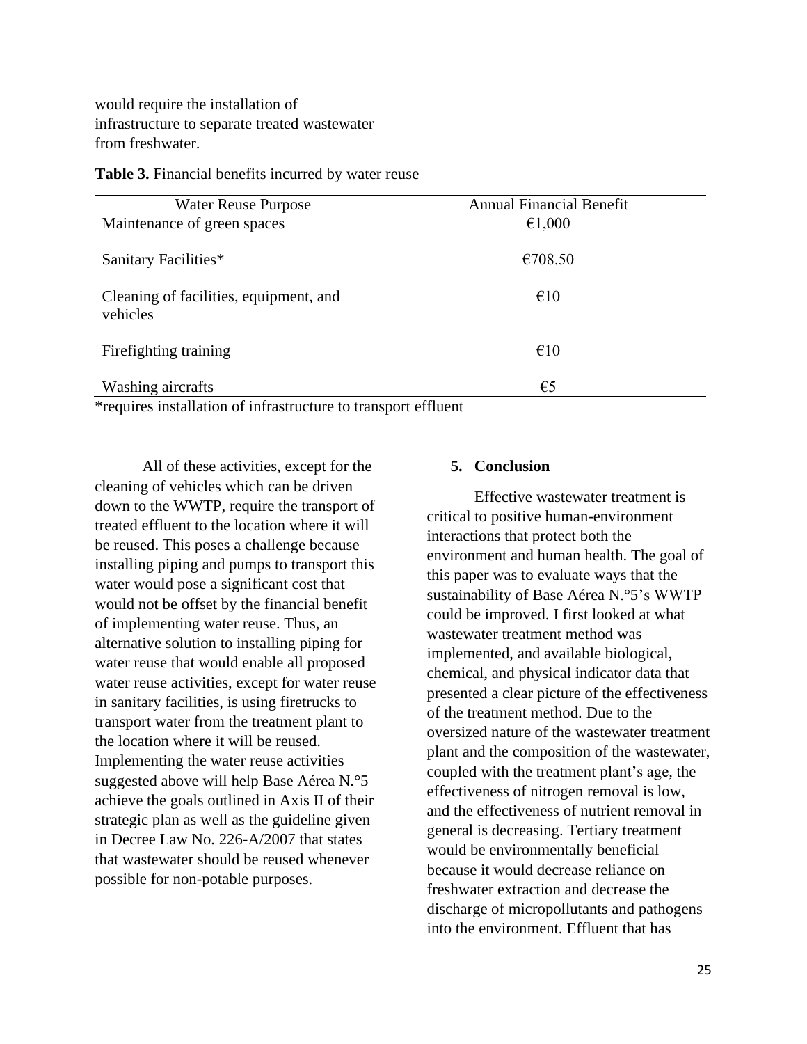would require the installation of infrastructure to separate treated wastewater from freshwater.

**Table 3.** Financial benefits incurred by water reuse

| Water Reuse Purpose | Annual Financial Benefit |
|---|---|
| Maintenance of green spaces | €1,000 |
| Sanitary Facilities* | €708.50 |
| Cleaning of facilities, equipment, and vehicles | €10 |
| Firefighting training | €10 |
| Washing aircrafts | €5 |

*requires installation of infrastructure to transport effluent

All of these activities, except for the cleaning of vehicles which can be driven down to the WWTP, require the transport of treated effluent to the location where it will be reused. This poses a challenge because installing piping and pumps to transport this water would pose a significant cost that would not be offset by the financial benefit of implementing water reuse. Thus, an alternative solution to installing piping for water reuse that would enable all proposed water reuse activities, except for water reuse in sanitary facilities, is using firetrucks to transport water from the treatment plant to the location where it will be reused. Implementing the water reuse activities suggested above will help Base Aérea N.°5 achieve the goals outlined in Axis II of their strategic plan as well as the guideline given in Decree Law No. 226-A/2007 that states that wastewater should be reused whenever possible for non-potable purposes.

## 5. Conclusion

Effective wastewater treatment is critical to positive human-environment interactions that protect both the environment and human health. The goal of this paper was to evaluate ways that the sustainability of Base Aérea N.°5's WWTP could be improved. I first looked at what wastewater treatment method was implemented, and available biological, chemical, and physical indicator data that presented a clear picture of the effectiveness of the treatment method. Due to the oversized nature of the wastewater treatment plant and the composition of the wastewater, coupled with the treatment plant's age, the effectiveness of nitrogen removal is low, and the effectiveness of nutrient removal in general is decreasing. Tertiary treatment would be environmentally beneficial because it would decrease reliance on freshwater extraction and decrease the discharge of micropollutants and pathogens into the environment. Effluent that has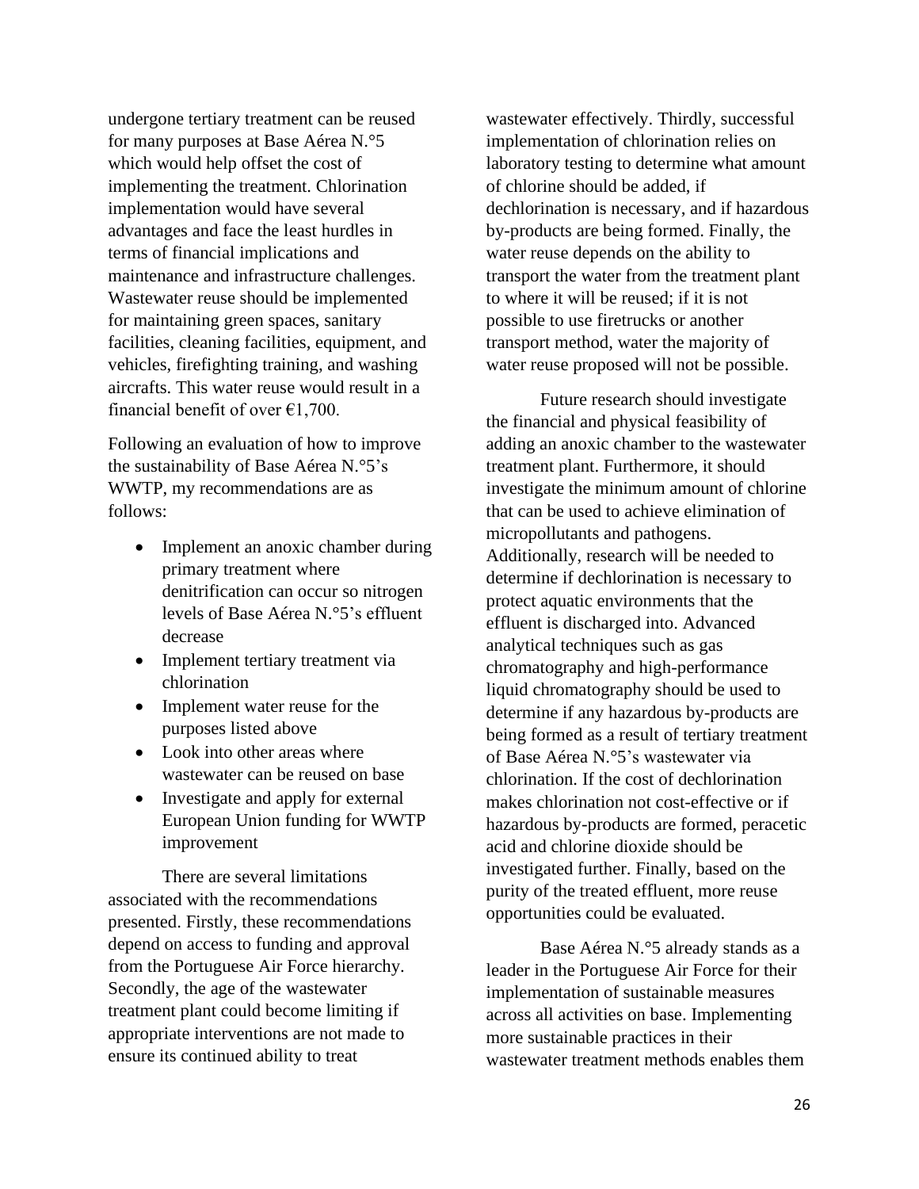undergone tertiary treatment can be reused for many purposes at Base Aérea N.°5 which would help offset the cost of implementing the treatment. Chlorination implementation would have several advantages and face the least hurdles in terms of financial implications and maintenance and infrastructure challenges. Wastewater reuse should be implemented for maintaining green spaces, sanitary facilities, cleaning facilities, equipment, and vehicles, firefighting training, and washing aircrafts. This water reuse would result in a financial benefit of over €1,700.

Following an evaluation of how to improve the sustainability of Base Aérea N.°5's WWTP, my recommendations are as follows:

- Implement an anoxic chamber during primary treatment where denitrification can occur so nitrogen levels of Base Aérea N.°5's effluent decrease
- Implement tertiary treatment via chlorination
- Implement water reuse for the purposes listed above
- Look into other areas where wastewater can be reused on base
- Investigate and apply for external European Union funding for WWTP improvement

There are several limitations associated with the recommendations presented. Firstly, these recommendations depend on access to funding and approval from the Portuguese Air Force hierarchy. Secondly, the age of the wastewater treatment plant could become limiting if appropriate interventions are not made to ensure its continued ability to treat wastewater effectively. Thirdly, successful implementation of chlorination relies on laboratory testing to determine what amount of chlorine should be added, if dechlorination is necessary, and if hazardous by-products are being formed. Finally, the water reuse depends on the ability to transport the water from the treatment plant to where it will be reused; if it is not possible to use firetrucks or another transport method, water the majority of water reuse proposed will not be possible.

Future research should investigate the financial and physical feasibility of adding an anoxic chamber to the wastewater treatment plant. Furthermore, it should investigate the minimum amount of chlorine that can be used to achieve elimination of micropollutants and pathogens. Additionally, research will be needed to determine if dechlorination is necessary to protect aquatic environments that the effluent is discharged into. Advanced analytical techniques such as gas chromatography and high-performance liquid chromatography should be used to determine if any hazardous by-products are being formed as a result of tertiary treatment of Base Aérea N.°5's wastewater via chlorination. If the cost of dechlorination makes chlorination not cost-effective or if hazardous by-products are formed, peracetic acid and chlorine dioxide should be investigated further. Finally, based on the purity of the treated effluent, more reuse opportunities could be evaluated.

Base Aérea N.°5 already stands as a leader in the Portuguese Air Force for their implementation of sustainable measures across all activities on base. Implementing more sustainable practices in their wastewater treatment methods enables them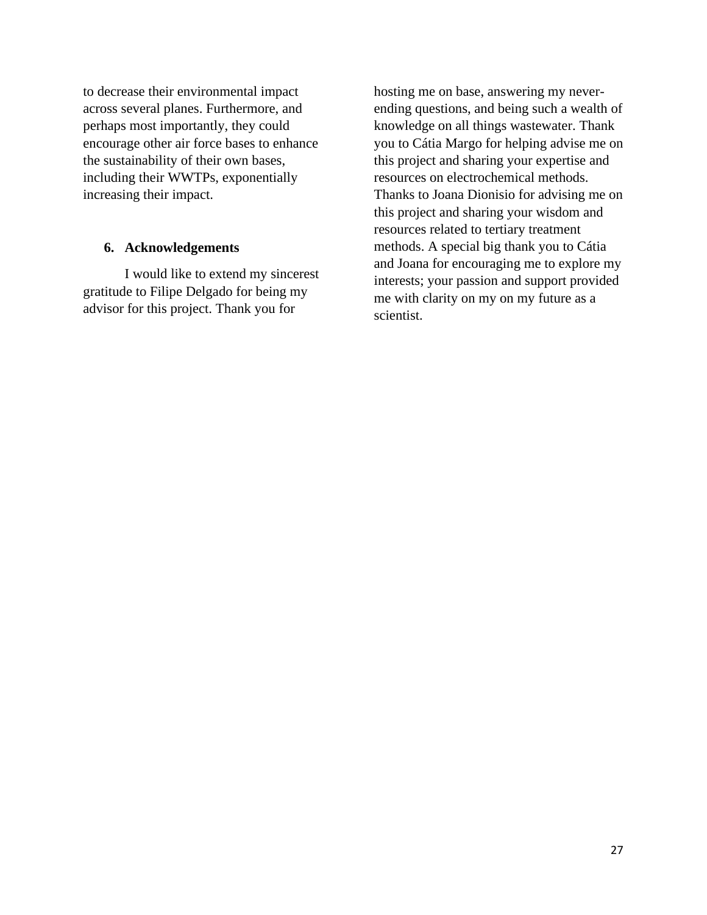to decrease their environmental impact across several planes. Furthermore, and perhaps most importantly, they could encourage other air force bases to enhance the sustainability of their own bases, including their WWTPs, exponentially increasing their impact.

## 6. Acknowledgements

I would like to extend my sincerest gratitude to Filipe Delgado for being my advisor for this project. Thank you for hosting me on base, answering my never-ending questions, and being such a wealth of knowledge on all things wastewater. Thank you to Cátia Margo for helping advise me on this project and sharing your expertise and resources on electrochemical methods. Thanks to Joana Dionisio for advising me on this project and sharing your wisdom and resources related to tertiary treatment methods. A special big thank you to Cátia and Joana for encouraging me to explore my interests; your passion and support provided me with clarity on my on my future as a scientist.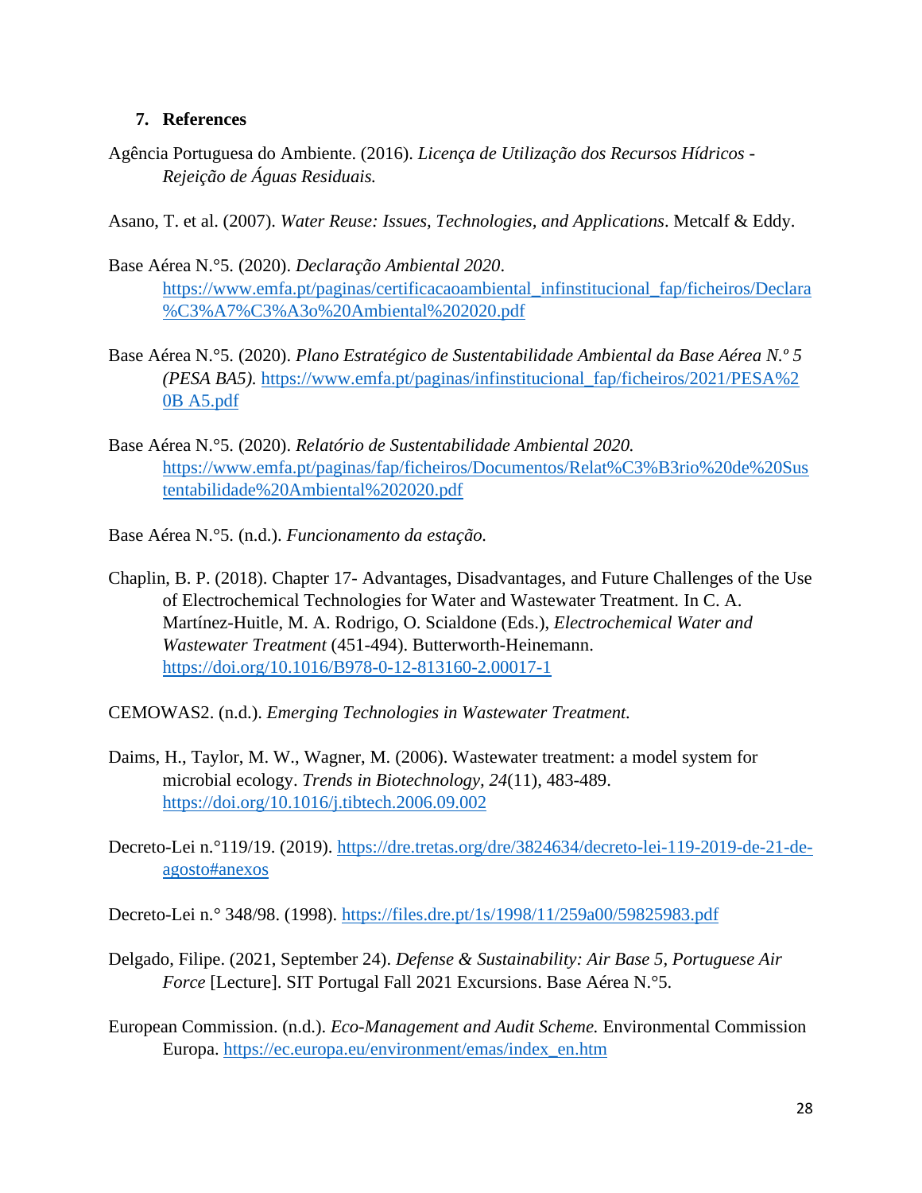## 7. References

Agência Portuguesa do Ambiente. (2016). *Licença de Utilização dos Recursos Hídricos - Rejeição de Águas Residuais.*

Asano, T. et al. (2007). *Water Reuse: Issues, Technologies, and Applications*. Metcalf & Eddy.

Base Aérea N.°5. (2020). *Declaração Ambiental 2020*. https://www.emfa.pt/paginas/certificacaoambiental_infinstitucional_fap/ficheiros/Declara%C3%A7%C3%A3o%20Ambiental%202020.pdf

Base Aérea N.°5. (2020). *Plano Estratégico de Sustentabilidade Ambiental da Base Aérea N.º 5 (PESA BA5).* https://www.emfa.pt/paginas/infinstitucional_fap/ficheiros/2021/PESA%20B A5.pdf

Base Aérea N.°5. (2020). *Relatório de Sustentabilidade Ambiental 2020.* https://www.emfa.pt/paginas/fap/ficheiros/Documentos/Relat%C3%B3rio%20de%20Sustentabilidade%20Ambiental%202020.pdf

Base Aérea N.°5. (n.d.). *Funcionamento da estação.*

Chaplin, B. P. (2018). Chapter 17- Advantages, Disadvantages, and Future Challenges of the Use of Electrochemical Technologies for Water and Wastewater Treatment. In C. A. Martínez-Huitle, M. A. Rodrigo, O. Scialdone (Eds.), *Electrochemical Water and Wastewater Treatment* (451-494). Butterworth-Heinemann. https://doi.org/10.1016/B978-0-12-813160-2.00017-1

CEMOWAS2. (n.d.). *Emerging Technologies in Wastewater Treatment.*

Daims, H., Taylor, M. W., Wagner, M. (2006). Wastewater treatment: a model system for microbial ecology. *Trends in Biotechnology, 24*(11), 483-489. https://doi.org/10.1016/j.tibtech.2006.09.002

Decreto-Lei n.°119/19. (2019). https://dre.tretas.org/dre/3824634/decreto-lei-119-2019-de-21-de-agosto#anexos

Decreto-Lei n.° 348/98. (1998). https://files.dre.pt/1s/1998/11/259a00/59825983.pdf

Delgado, Filipe. (2021, September 24). *Defense & Sustainability: Air Base 5, Portuguese Air Force* [Lecture]. SIT Portugal Fall 2021 Excursions. Base Aérea N.°5.

European Commission. (n.d.). *Eco-Management and Audit Scheme.* Environmental Commission Europa. https://ec.europa.eu/environment/emas/index_en.htm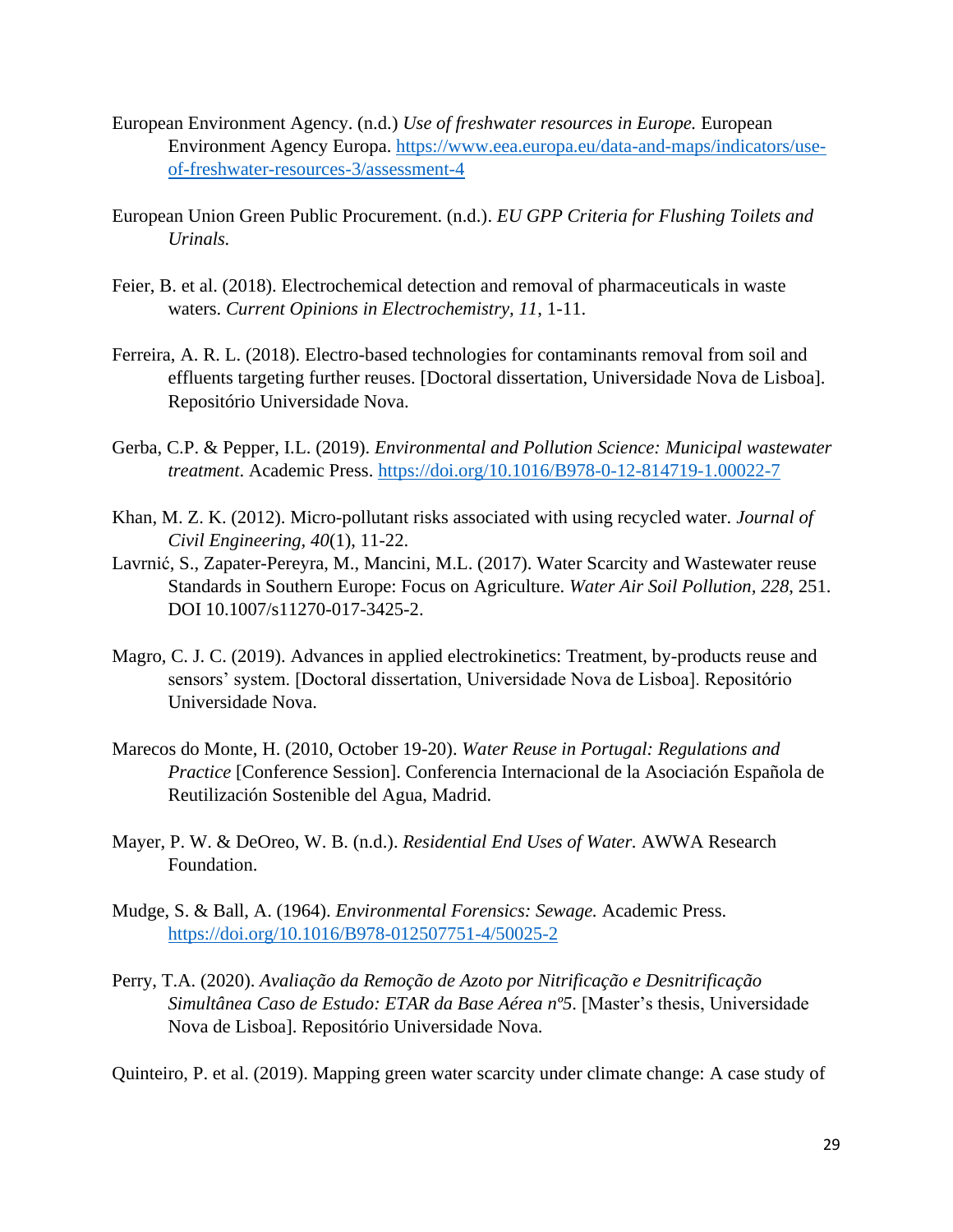European Environment Agency. (n.d.) *Use of freshwater resources in Europe.* European Environment Agency Europa. https://www.eea.europa.eu/data-and-maps/indicators/use-of-freshwater-resources-3/assessment-4

European Union Green Public Procurement. (n.d.). *EU GPP Criteria for Flushing Toilets and Urinals.*

Feier, B. et al. (2018). Electrochemical detection and removal of pharmaceuticals in waste waters. *Current Opinions in Electrochemistry, 11*, 1-11.

Ferreira, A. R. L. (2018). Electro-based technologies for contaminants removal from soil and effluents targeting further reuses. [Doctoral dissertation, Universidade Nova de Lisboa]. Repositório Universidade Nova.

Gerba, C.P. & Pepper, I.L. (2019). *Environmental and Pollution Science: Municipal wastewater treatment*. Academic Press. https://doi.org/10.1016/B978-0-12-814719-1.00022-7

Khan, M. Z. K. (2012). Micro-pollutant risks associated with using recycled water. *Journal of Civil Engineering, 40*(1), 11-22.

Lavrnić, S., Zapater-Pereyra, M., Mancini, M.L. (2017). Water Scarcity and Wastewater reuse Standards in Southern Europe: Focus on Agriculture. *Water Air Soil Pollution, 228*, 251. DOI 10.1007/s11270-017-3425-2.

Magro, C. J. C. (2019). Advances in applied electrokinetics: Treatment, by-products reuse and sensors' system. [Doctoral dissertation, Universidade Nova de Lisboa]. Repositório Universidade Nova.

Marecos do Monte, H. (2010, October 19-20). *Water Reuse in Portugal: Regulations and Practice* [Conference Session]. Conferencia Internacional de la Asociación Española de Reutilización Sostenible del Agua, Madrid.

Mayer, P. W. & DeOreo, W. B. (n.d.). *Residential End Uses of Water.* AWWA Research Foundation.

Mudge, S. & Ball, A. (1964). *Environmental Forensics: Sewage.* Academic Press. https://doi.org/10.1016/B978-012507751-4/50025-2

Perry, T.A. (2020). *Avaliação da Remoção de Azoto por Nitrificação e Desnitrificação Simultânea Caso de Estudo: ETAR da Base Aérea nº5*. [Master's thesis, Universidade Nova de Lisboa]. Repositório Universidade Nova.

Quinteiro, P. et al. (2019). Mapping green water scarcity under climate change: A case study of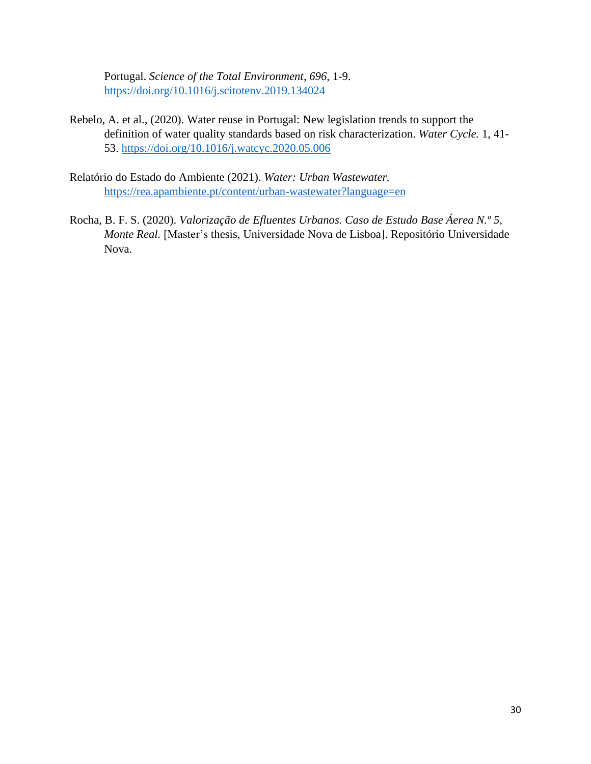Portugal. *Science of the Total Environment, 696*, 1-9. https://doi.org/10.1016/j.scitotenv.2019.134024

Rebelo, A. et al., (2020). Water reuse in Portugal: New legislation trends to support the definition of water quality standards based on risk characterization. *Water Cycle.* 1, 41-53. https://doi.org/10.1016/j.watcyc.2020.05.006

Relatório do Estado do Ambiente (2021). *Water: Urban Wastewater.* https://rea.apambiente.pt/content/urban-wastewater?language=en

Rocha, B. F. S. (2020). *Valorização de Efluentes Urbanos. Caso de Estudo Base Áerea N.º 5, Monte Real.* [Master's thesis, Universidade Nova de Lisboa]. Repositório Universidade Nova.